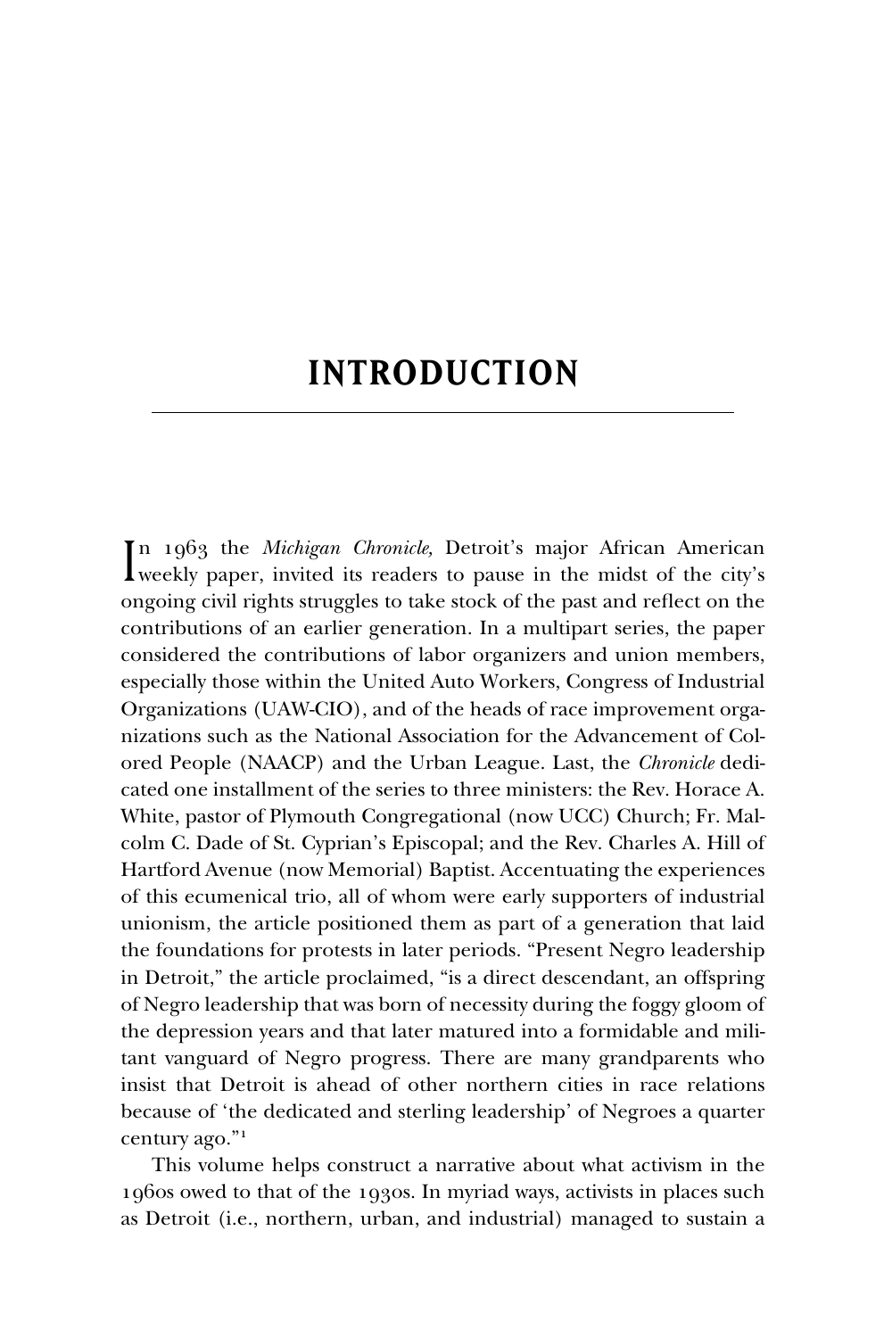# INTRODUCTION

In 1963 the *Michigan Chronicle,* Detroit's major African American weekly paper, invited its readers to pause in the midst of the city's ongoing civil rights struggles to take stock of the past and reflect on the contributions of an earlier generation. In a multipart series, the paper considered the contributions of labor organizers and union members, especially those within the United Auto Workers, Congress of Industrial Organizations (UAW-CIO), and of the heads of race improvement organizations such as the National Association for the Advancement of Colored People (NAACP) and the Urban League. Last, the *Chronicle* dedicated one installment of the series to three ministers: the Rev. Horace A. White, pastor of Plymouth Congregational (now UCC) Church; Fr. Malcolm C. Dade of St. Cyprian's Episcopal; and the Rev. Charles A. Hill of Hartford Avenue (now Memorial) Baptist. Accentuating the experiences of this ecumenical trio, all of whom were early supporters of industrial unionism, the article positioned them as part of a generation that laid the foundations for protests in later periods. "Present Negro leadership in Detroit," the article proclaimed, "is a direct descendant, an offspring of Negro leadership that was born of necessity during the foggy gloom of the depression years and that later matured into a formidable and militant vanguard of Negro progress. There are many grandparents who insist that Detroit is ahead of other northern cities in race relations because of 'the dedicated and sterling leadership' of Negroes a quarter century ago."[1]

This volume helps construct a narrative about what activism in the 1960s owed to that of the 1930s. In myriad ways, activists in places such as Detroit (i.e., northern, urban, and industrial) managed to sustain a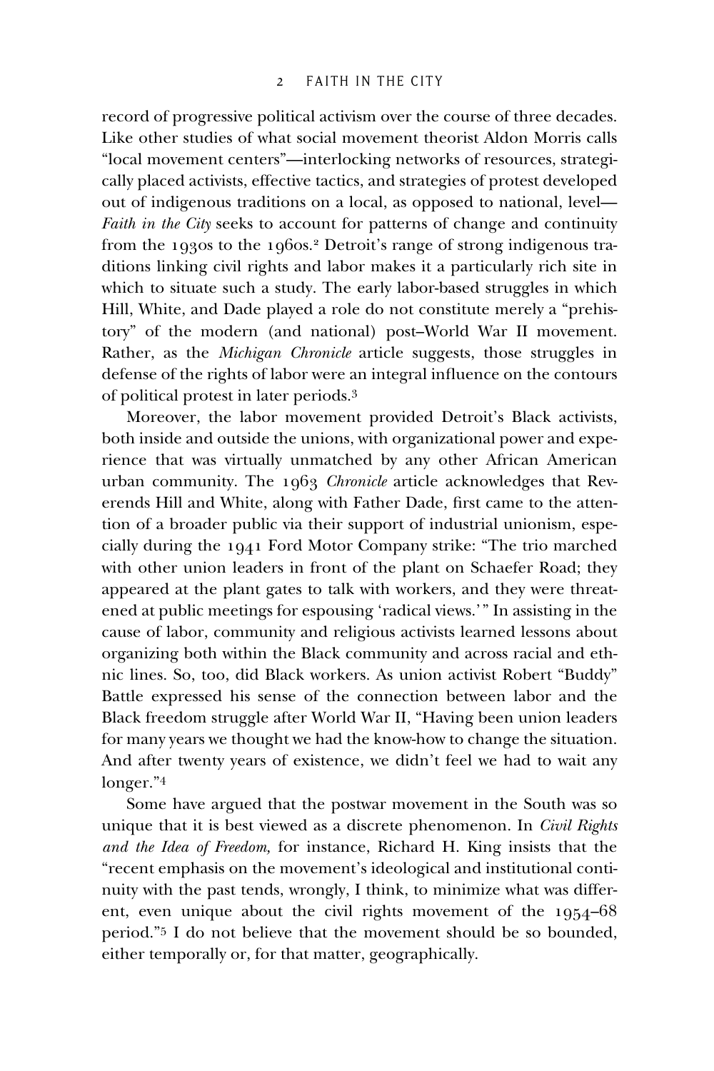record of progressive political activism over the course of three decades. Like other studies of what social movement theorist Aldon Morris calls "local movement centers"—interlocking networks of resources, strategically placed activists, effective tactics, and strategies of protest developed out of indigenous traditions on a local, as opposed to national, level—*Faith in the City* seeks to account for patterns of change and continuity from the 1930s to the 1960s.[2] Detroit's range of strong indigenous traditions linking civil rights and labor makes it a particularly rich site in which to situate such a study. The early labor-based struggles in which Hill, White, and Dade played a role do not constitute merely a "prehistory" of the modern (and national) post–World War II movement. Rather, as the *Michigan Chronicle* article suggests, those struggles in defense of the rights of labor were an integral influence on the contours of political protest in later periods.[3]

Moreover, the labor movement provided Detroit's Black activists, both inside and outside the unions, with organizational power and experience that was virtually unmatched by any other African American urban community. The 1963 *Chronicle* article acknowledges that Reverends Hill and White, along with Father Dade, first came to the attention of a broader public via their support of industrial unionism, especially during the 1941 Ford Motor Company strike: "The trio marched with other union leaders in front of the plant on Schaefer Road; they appeared at the plant gates to talk with workers, and they were threatened at public meetings for espousing 'radical views.'" In assisting in the cause of labor, community and religious activists learned lessons about organizing both within the Black community and across racial and ethnic lines. So, too, did Black workers. As union activist Robert "Buddy" Battle expressed his sense of the connection between labor and the Black freedom struggle after World War II, "Having been union leaders for many years we thought we had the know-how to change the situation. And after twenty years of existence, we didn't feel we had to wait any longer."[4]

Some have argued that the postwar movement in the South was so unique that it is best viewed as a discrete phenomenon. In *Civil Rights and the Idea of Freedom,* for instance, Richard H. King insists that the "recent emphasis on the movement's ideological and institutional continuity with the past tends, wrongly, I think, to minimize what was different, even unique about the civil rights movement of the 1954–68 period."[5] I do not believe that the movement should be so bounded, either temporally or, for that matter, geographically.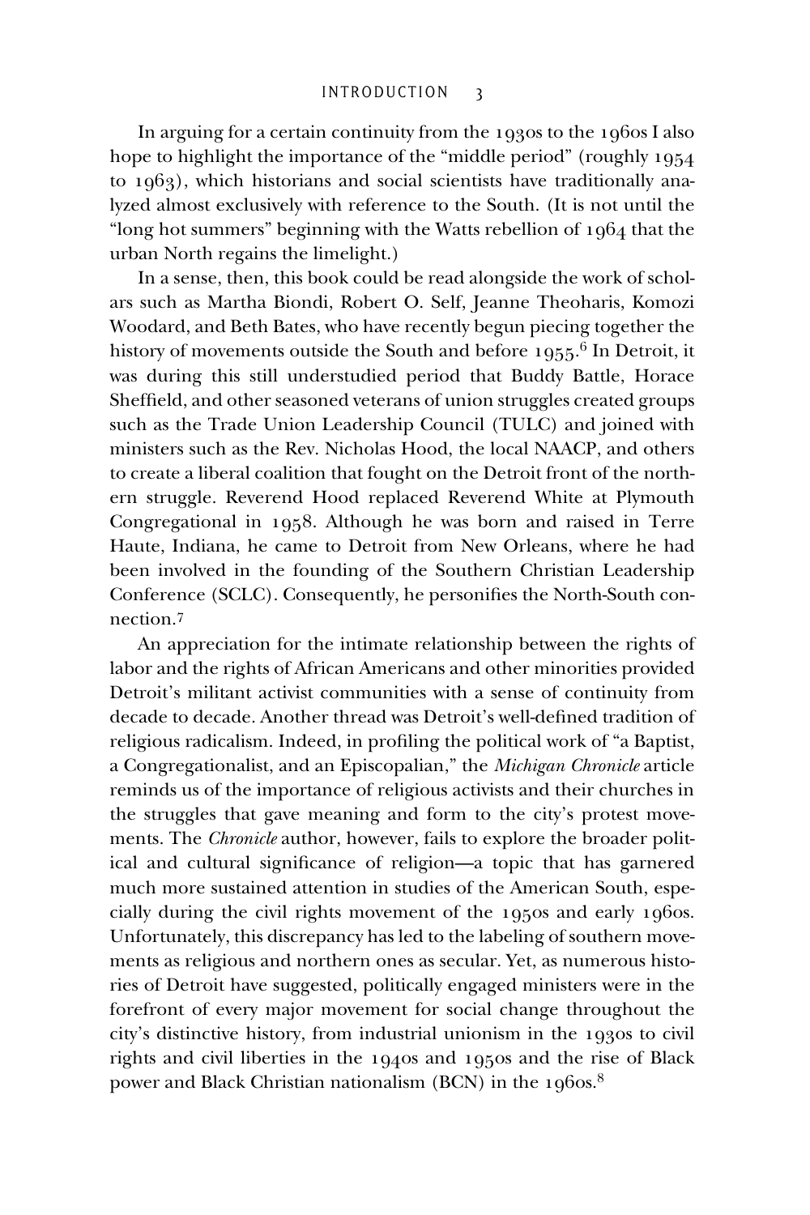In arguing for a certain continuity from the 1930s to the 1960s I also hope to highlight the importance of the "middle period" (roughly 1954 to 1963), which historians and social scientists have traditionally analyzed almost exclusively with reference to the South. (It is not until the "long hot summers" beginning with the Watts rebellion of 1964 that the urban North regains the limelight.)

In a sense, then, this book could be read alongside the work of scholars such as Martha Biondi, Robert O. Self, Jeanne Theoharis, Komozi Woodard, and Beth Bates, who have recently begun piecing together the history of movements outside the South and before 1955.[6] In Detroit, it was during this still understudied period that Buddy Battle, Horace Sheffield, and other seasoned veterans of union struggles created groups such as the Trade Union Leadership Council (TULC) and joined with ministers such as the Rev. Nicholas Hood, the local NAACP, and others to create a liberal coalition that fought on the Detroit front of the northern struggle. Reverend Hood replaced Reverend White at Plymouth Congregational in 1958. Although he was born and raised in Terre Haute, Indiana, he came to Detroit from New Orleans, where he had been involved in the founding of the Southern Christian Leadership Conference (SCLC). Consequently, he personifies the North-South connection.[7]

An appreciation for the intimate relationship between the rights of labor and the rights of African Americans and other minorities provided Detroit's militant activist communities with a sense of continuity from decade to decade. Another thread was Detroit's well-defined tradition of religious radicalism. Indeed, in profiling the political work of "a Baptist, a Congregationalist, and an Episcopalian," the *Michigan Chronicle* article reminds us of the importance of religious activists and their churches in the struggles that gave meaning and form to the city's protest movements. The *Chronicle* author, however, fails to explore the broader political and cultural significance of religion—a topic that has garnered much more sustained attention in studies of the American South, especially during the civil rights movement of the 1950s and early 1960s. Unfortunately, this discrepancy has led to the labeling of southern movements as religious and northern ones as secular. Yet, as numerous histories of Detroit have suggested, politically engaged ministers were in the forefront of every major movement for social change throughout the city's distinctive history, from industrial unionism in the 1930s to civil rights and civil liberties in the 1940s and 1950s and the rise of Black power and Black Christian nationalism (BCN) in the 1960s.[8]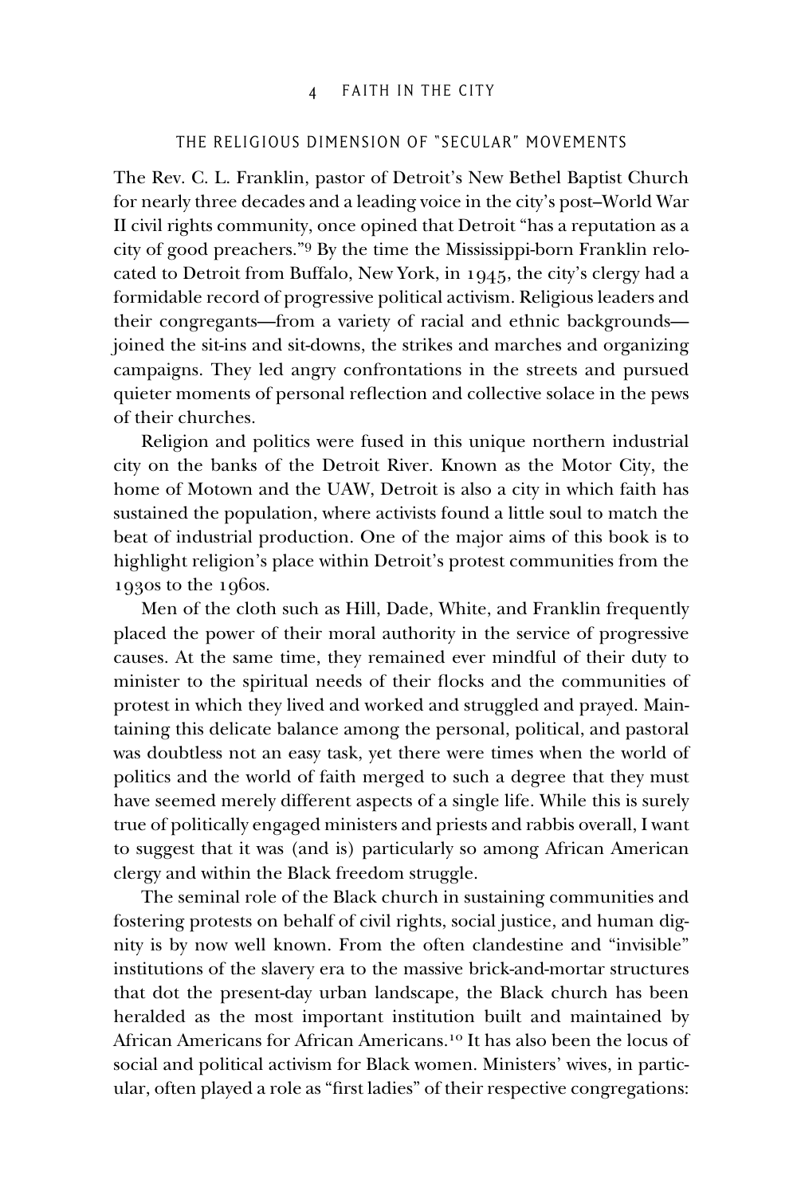## THE RELIGIOUS DIMENSION OF "SECULAR" MOVEMENTS

The Rev. C. L. Franklin, pastor of Detroit's New Bethel Baptist Church for nearly three decades and a leading voice in the city's post–World War II civil rights community, once opined that Detroit "has a reputation as a city of good preachers."[9] By the time the Mississippi-born Franklin relocated to Detroit from Buffalo, New York, in 1945, the city's clergy had a formidable record of progressive political activism. Religious leaders and their congregants—from a variety of racial and ethnic backgrounds—joined the sit-ins and sit-downs, the strikes and marches and organizing campaigns. They led angry confrontations in the streets and pursued quieter moments of personal reflection and collective solace in the pews of their churches.

Religion and politics were fused in this unique northern industrial city on the banks of the Detroit River. Known as the Motor City, the home of Motown and the UAW, Detroit is also a city in which faith has sustained the population, where activists found a little soul to match the beat of industrial production. One of the major aims of this book is to highlight religion's place within Detroit's protest communities from the 1930s to the 1960s.

Men of the cloth such as Hill, Dade, White, and Franklin frequently placed the power of their moral authority in the service of progressive causes. At the same time, they remained ever mindful of their duty to minister to the spiritual needs of their flocks and the communities of protest in which they lived and worked and struggled and prayed. Maintaining this delicate balance among the personal, political, and pastoral was doubtless not an easy task, yet there were times when the world of politics and the world of faith merged to such a degree that they must have seemed merely different aspects of a single life. While this is surely true of politically engaged ministers and priests and rabbis overall, I want to suggest that it was (and is) particularly so among African American clergy and within the Black freedom struggle.

The seminal role of the Black church in sustaining communities and fostering protests on behalf of civil rights, social justice, and human dignity is by now well known. From the often clandestine and "invisible" institutions of the slavery era to the massive brick-and-mortar structures that dot the present-day urban landscape, the Black church has been heralded as the most important institution built and maintained by African Americans for African Americans.[10] It has also been the locus of social and political activism for Black women. Ministers' wives, in particular, often played a role as "first ladies" of their respective congregations: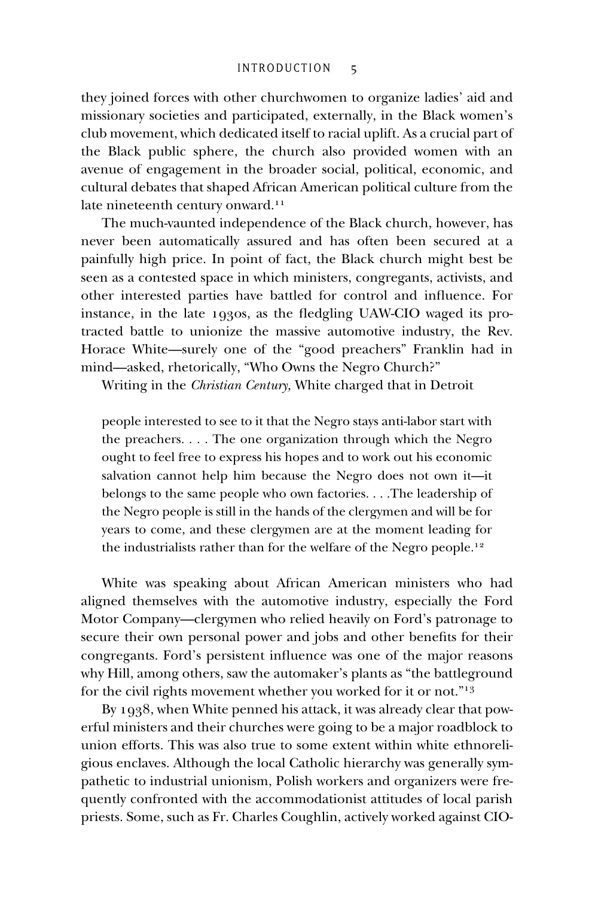they joined forces with other churchwomen to organize ladies' aid and missionary societies and participated, externally, in the Black women's club movement, which dedicated itself to racial uplift. As a crucial part of the Black public sphere, the church also provided women with an avenue of engagement in the broader social, political, economic, and cultural debates that shaped African American political culture from the late nineteenth century onward.[11]

The much-vaunted independence of the Black church, however, has never been automatically assured and has often been secured at a painfully high price. In point of fact, the Black church might best be seen as a contested space in which ministers, congregants, activists, and other interested parties have battled for control and influence. For instance, in the late 1930s, as the fledgling UAW-CIO waged its protracted battle to unionize the massive automotive industry, the Rev. Horace White—surely one of the "good preachers" Franklin had in mind—asked, rhetorically, "Who Owns the Negro Church?"

Writing in the *Christian Century,* White charged that in Detroit

> people interested to see to it that the Negro stays anti-labor start with the preachers. . . . The one organization through which the Negro ought to feel free to express his hopes and to work out his economic salvation cannot help him because the Negro does not own it—it belongs to the same people who own factories. . . .The leadership of the Negro people is still in the hands of the clergymen and will be for years to come, and these clergymen are at the moment leading for the industrialists rather than for the welfare of the Negro people.[12]

White was speaking about African American ministers who had aligned themselves with the automotive industry, especially the Ford Motor Company—clergymen who relied heavily on Ford's patronage to secure their own personal power and jobs and other benefits for their congregants. Ford's persistent influence was one of the major reasons why Hill, among others, saw the automaker's plants as "the battleground for the civil rights movement whether you worked for it or not."[13]

By 1938, when White penned his attack, it was already clear that powerful ministers and their churches were going to be a major roadblock to union efforts. This was also true to some extent within white ethnoreligious enclaves. Although the local Catholic hierarchy was generally sympathetic to industrial unionism, Polish workers and organizers were frequently confronted with the accommodationist attitudes of local parish priests. Some, such as Fr. Charles Coughlin, actively worked against CIO-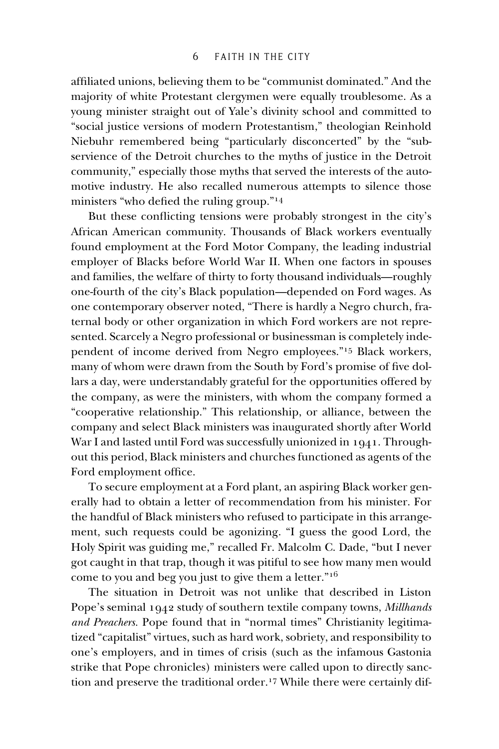affiliated unions, believing them to be "communist dominated." And the majority of white Protestant clergymen were equally troublesome. As a young minister straight out of Yale's divinity school and committed to "social justice versions of modern Protestantism," theologian Reinhold Niebuhr remembered being "particularly disconcerted" by the "subservience of the Detroit churches to the myths of justice in the Detroit community," especially those myths that served the interests of the automotive industry. He also recalled numerous attempts to silence those ministers "who defied the ruling group."[14]

But these conflicting tensions were probably strongest in the city's African American community. Thousands of Black workers eventually found employment at the Ford Motor Company, the leading industrial employer of Blacks before World War II. When one factors in spouses and families, the welfare of thirty to forty thousand individuals—roughly one-fourth of the city's Black population—depended on Ford wages. As one contemporary observer noted, "There is hardly a Negro church, fraternal body or other organization in which Ford workers are not represented. Scarcely a Negro professional or businessman is completely independent of income derived from Negro employees."[15] Black workers, many of whom were drawn from the South by Ford's promise of five dollars a day, were understandably grateful for the opportunities offered by the company, as were the ministers, with whom the company formed a "cooperative relationship." This relationship, or alliance, between the company and select Black ministers was inaugurated shortly after World War I and lasted until Ford was successfully unionized in 1941. Throughout this period, Black ministers and churches functioned as agents of the Ford employment office.

To secure employment at a Ford plant, an aspiring Black worker generally had to obtain a letter of recommendation from his minister. For the handful of Black ministers who refused to participate in this arrangement, such requests could be agonizing. "I guess the good Lord, the Holy Spirit was guiding me," recalled Fr. Malcolm C. Dade, "but I never got caught in that trap, though it was pitiful to see how many men would come to you and beg you just to give them a letter."[16]

The situation in Detroit was not unlike that described in Liston Pope's seminal 1942 study of southern textile company towns, *Millhands and Preachers*. Pope found that in "normal times" Christianity legitimatized "capitalist" virtues, such as hard work, sobriety, and responsibility to one's employers, and in times of crisis (such as the infamous Gastonia strike that Pope chronicles) ministers were called upon to directly sanction and preserve the traditional order.[17] While there were certainly dif-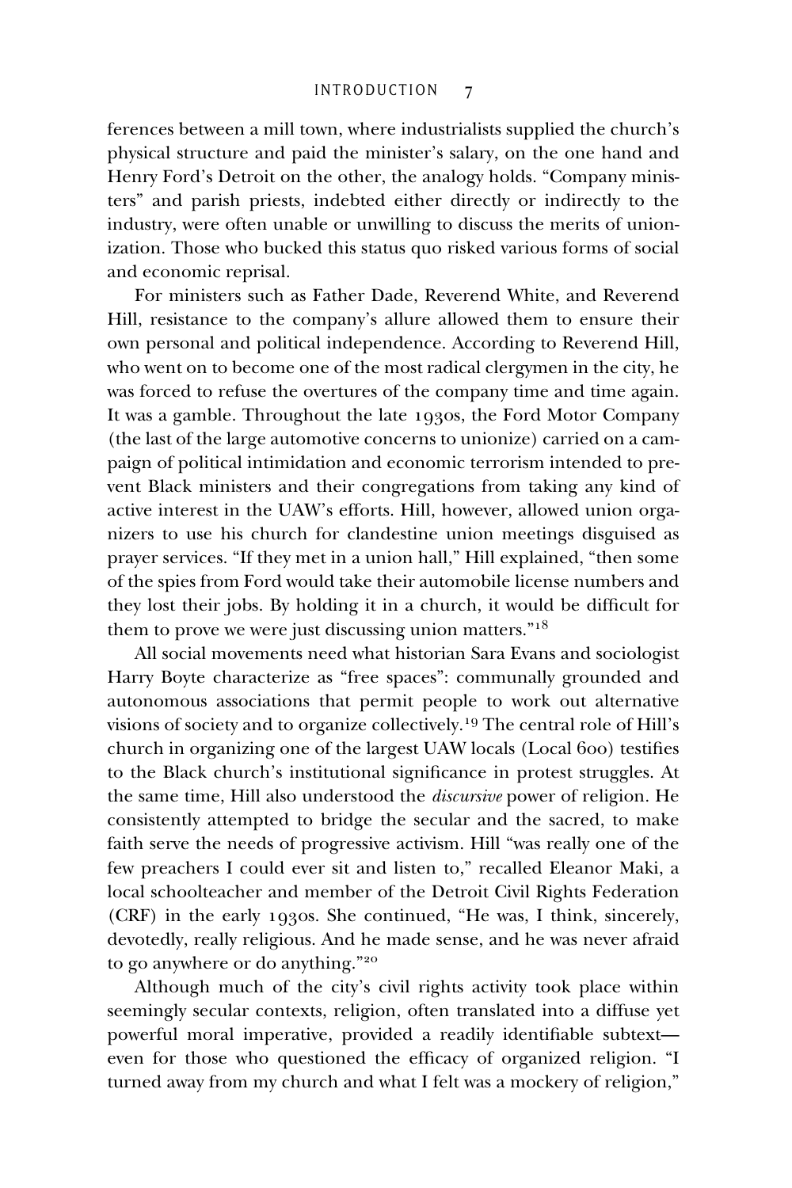ferences between a mill town, where industrialists supplied the church's physical structure and paid the minister's salary, on the one hand and Henry Ford's Detroit on the other, the analogy holds. "Company ministers" and parish priests, indebted either directly or indirectly to the industry, were often unable or unwilling to discuss the merits of unionization. Those who bucked this status quo risked various forms of social and economic reprisal.

For ministers such as Father Dade, Reverend White, and Reverend Hill, resistance to the company's allure allowed them to ensure their own personal and political independence. According to Reverend Hill, who went on to become one of the most radical clergymen in the city, he was forced to refuse the overtures of the company time and time again. It was a gamble. Throughout the late 1930s, the Ford Motor Company (the last of the large automotive concerns to unionize) carried on a campaign of political intimidation and economic terrorism intended to prevent Black ministers and their congregations from taking any kind of active interest in the UAW's efforts. Hill, however, allowed union organizers to use his church for clandestine union meetings disguised as prayer services. "If they met in a union hall," Hill explained, "then some of the spies from Ford would take their automobile license numbers and they lost their jobs. By holding it in a church, it would be difficult for them to prove we were just discussing union matters."[18]

All social movements need what historian Sara Evans and sociologist Harry Boyte characterize as "free spaces": communally grounded and autonomous associations that permit people to work out alternative visions of society and to organize collectively.[19] The central role of Hill's church in organizing one of the largest UAW locals (Local 600) testifies to the Black church's institutional significance in protest struggles. At the same time, Hill also understood the *discursive* power of religion. He consistently attempted to bridge the secular and the sacred, to make faith serve the needs of progressive activism. Hill "was really one of the few preachers I could ever sit and listen to," recalled Eleanor Maki, a local schoolteacher and member of the Detroit Civil Rights Federation (CRF) in the early 1930s. She continued, "He was, I think, sincerely, devotedly, really religious. And he made sense, and he was never afraid to go anywhere or do anything."[20]

Although much of the city's civil rights activity took place within seemingly secular contexts, religion, often translated into a diffuse yet powerful moral imperative, provided a readily identifiable subtext—even for those who questioned the efficacy of organized religion. "I turned away from my church and what I felt was a mockery of religion,"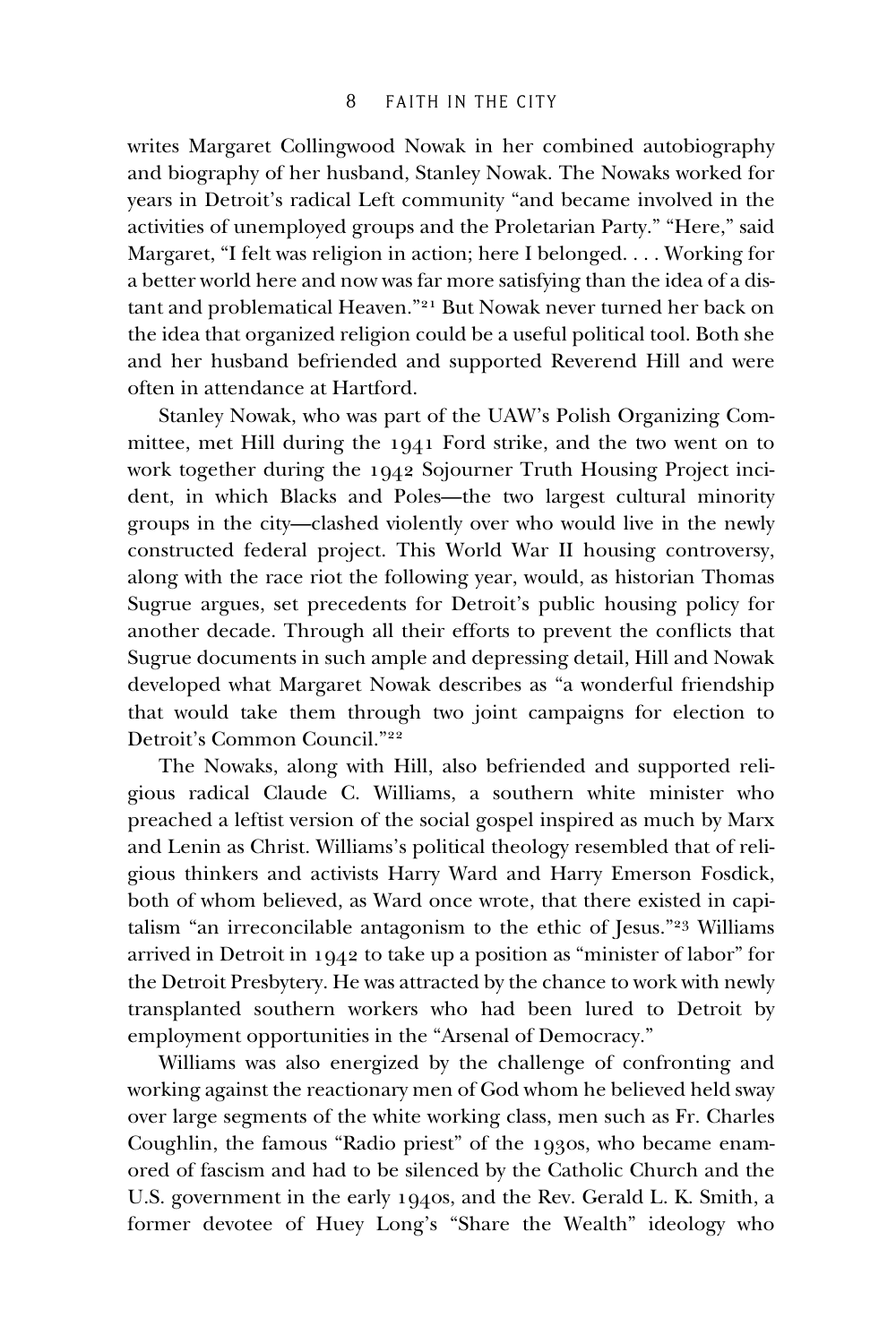writes Margaret Collingwood Nowak in her combined autobiography and biography of her husband, Stanley Nowak. The Nowaks worked for years in Detroit's radical Left community "and became involved in the activities of unemployed groups and the Proletarian Party." "Here," said Margaret, "I felt was religion in action; here I belonged. . . . Working for a better world here and now was far more satisfying than the idea of a distant and problematical Heaven."[21] But Nowak never turned her back on the idea that organized religion could be a useful political tool. Both she and her husband befriended and supported Reverend Hill and were often in attendance at Hartford.

Stanley Nowak, who was part of the UAW's Polish Organizing Committee, met Hill during the 1941 Ford strike, and the two went on to work together during the 1942 Sojourner Truth Housing Project incident, in which Blacks and Poles—the two largest cultural minority groups in the city—clashed violently over who would live in the newly constructed federal project. This World War II housing controversy, along with the race riot the following year, would, as historian Thomas Sugrue argues, set precedents for Detroit's public housing policy for another decade. Through all their efforts to prevent the conflicts that Sugrue documents in such ample and depressing detail, Hill and Nowak developed what Margaret Nowak describes as "a wonderful friendship that would take them through two joint campaigns for election to Detroit's Common Council."[22]

The Nowaks, along with Hill, also befriended and supported religious radical Claude C. Williams, a southern white minister who preached a leftist version of the social gospel inspired as much by Marx and Lenin as Christ. Williams's political theology resembled that of religious thinkers and activists Harry Ward and Harry Emerson Fosdick, both of whom believed, as Ward once wrote, that there existed in capitalism "an irreconcilable antagonism to the ethic of Jesus."[23] Williams arrived in Detroit in 1942 to take up a position as "minister of labor" for the Detroit Presbytery. He was attracted by the chance to work with newly transplanted southern workers who had been lured to Detroit by employment opportunities in the "Arsenal of Democracy."

Williams was also energized by the challenge of confronting and working against the reactionary men of God whom he believed held sway over large segments of the white working class, men such as Fr. Charles Coughlin, the famous "Radio priest" of the 1930s, who became enamored of fascism and had to be silenced by the Catholic Church and the U.S. government in the early 1940s, and the Rev. Gerald L. K. Smith, a former devotee of Huey Long's "Share the Wealth" ideology who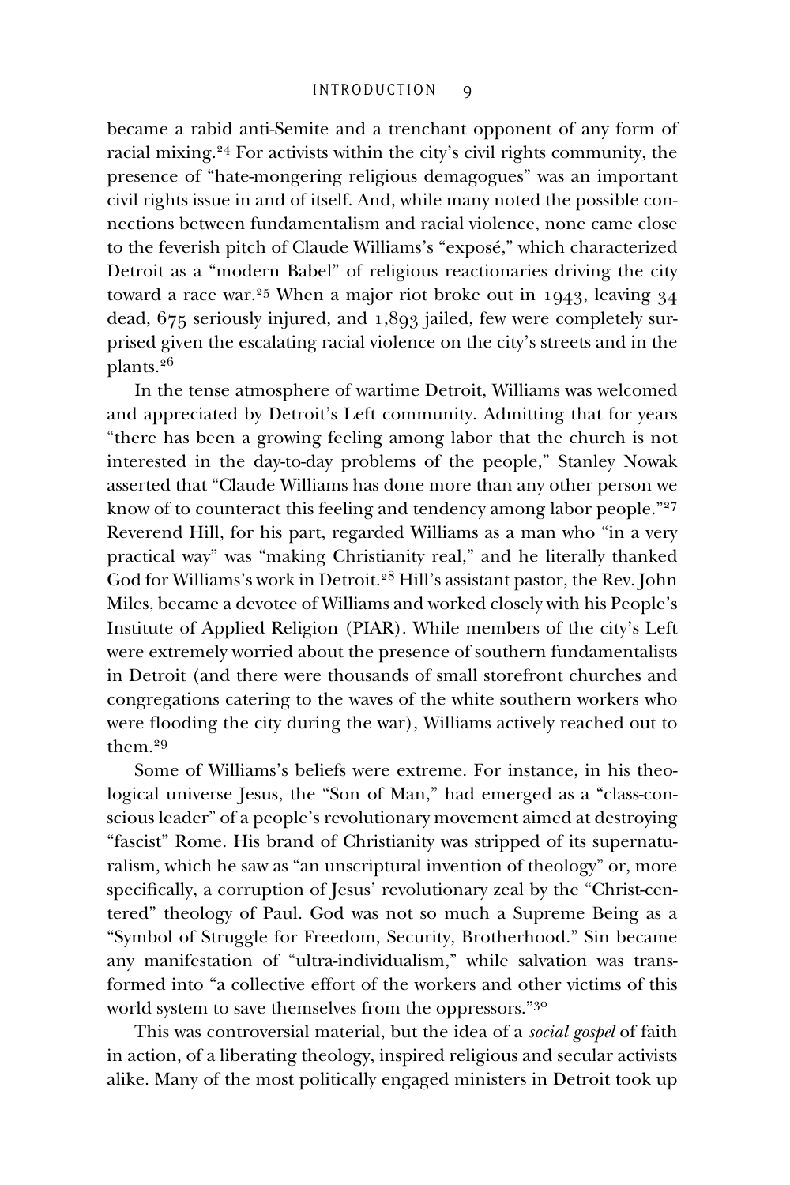became a rabid anti-Semite and a trenchant opponent of any form of racial mixing.[24] For activists within the city's civil rights community, the presence of "hate-mongering religious demagogues" was an important civil rights issue in and of itself. And, while many noted the possible connections between fundamentalism and racial violence, none came close to the feverish pitch of Claude Williams's "exposé," which characterized Detroit as a "modern Babel" of religious reactionaries driving the city toward a race war.[25] When a major riot broke out in 1943, leaving 34 dead, 675 seriously injured, and 1,893 jailed, few were completely surprised given the escalating racial violence on the city's streets and in the plants.[26]

In the tense atmosphere of wartime Detroit, Williams was welcomed and appreciated by Detroit's Left community. Admitting that for years "there has been a growing feeling among labor that the church is not interested in the day-to-day problems of the people," Stanley Nowak asserted that "Claude Williams has done more than any other person we know of to counteract this feeling and tendency among labor people."[27] Reverend Hill, for his part, regarded Williams as a man who "in a very practical way" was "making Christianity real," and he literally thanked God for Williams's work in Detroit.[28] Hill's assistant pastor, the Rev. John Miles, became a devotee of Williams and worked closely with his People's Institute of Applied Religion (PIAR). While members of the city's Left were extremely worried about the presence of southern fundamentalists in Detroit (and there were thousands of small storefront churches and congregations catering to the waves of the white southern workers who were flooding the city during the war), Williams actively reached out to them.[29]

Some of Williams's beliefs were extreme. For instance, in his theological universe Jesus, the "Son of Man," had emerged as a "class-conscious leader" of a people's revolutionary movement aimed at destroying "fascist" Rome. His brand of Christianity was stripped of its supernaturalism, which he saw as "an unscriptural invention of theology" or, more specifically, a corruption of Jesus' revolutionary zeal by the "Christ-centered" theology of Paul. God was not so much a Supreme Being as a "Symbol of Struggle for Freedom, Security, Brotherhood." Sin became any manifestation of "ultra-individualism," while salvation was transformed into "a collective effort of the workers and other victims of this world system to save themselves from the oppressors."[30]

This was controversial material, but the idea of a *social gospel* of faith in action, of a liberating theology, inspired religious and secular activists alike. Many of the most politically engaged ministers in Detroit took up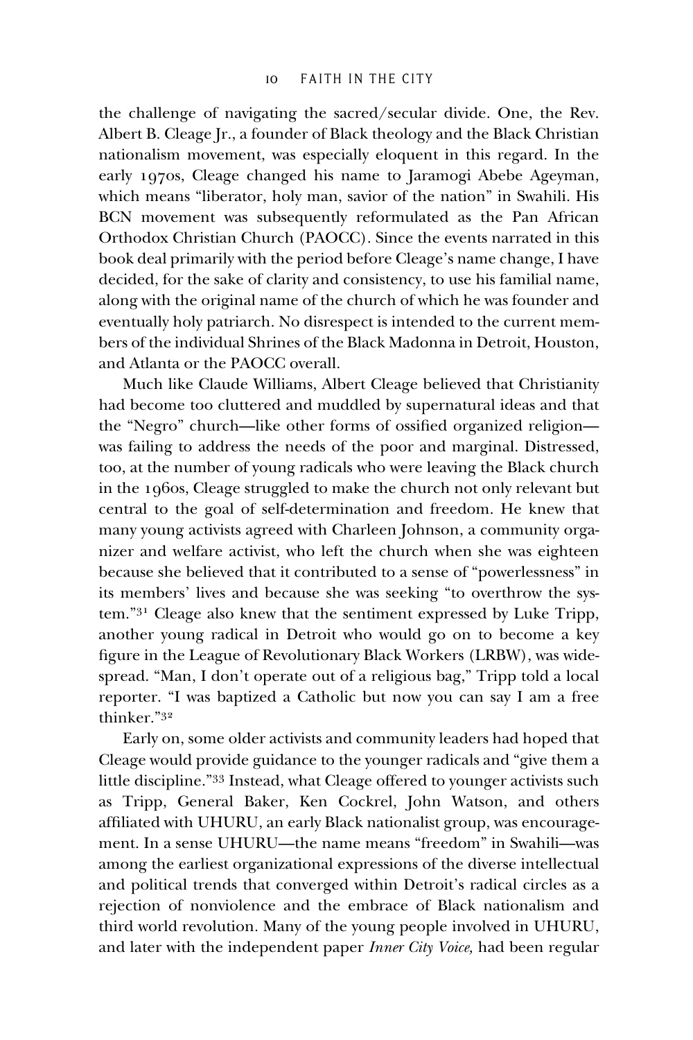the challenge of navigating the sacred/secular divide. One, the Rev. Albert B. Cleage Jr., a founder of Black theology and the Black Christian nationalism movement, was especially eloquent in this regard. In the early 1970s, Cleage changed his name to Jaramogi Abebe Ageyman, which means "liberator, holy man, savior of the nation" in Swahili. His BCN movement was subsequently reformulated as the Pan African Orthodox Christian Church (PAOCC). Since the events narrated in this book deal primarily with the period before Cleage's name change, I have decided, for the sake of clarity and consistency, to use his familial name, along with the original name of the church of which he was founder and eventually holy patriarch. No disrespect is intended to the current members of the individual Shrines of the Black Madonna in Detroit, Houston, and Atlanta or the PAOCC overall.

Much like Claude Williams, Albert Cleage believed that Christianity had become too cluttered and muddled by supernatural ideas and that the "Negro" church—like other forms of ossified organized religion—was failing to address the needs of the poor and marginal. Distressed, too, at the number of young radicals who were leaving the Black church in the 1960s, Cleage struggled to make the church not only relevant but central to the goal of self-determination and freedom. He knew that many young activists agreed with Charleen Johnson, a community organizer and welfare activist, who left the church when she was eighteen because she believed that it contributed to a sense of "powerlessness" in its members' lives and because she was seeking "to overthrow the system."[31] Cleage also knew that the sentiment expressed by Luke Tripp, another young radical in Detroit who would go on to become a key figure in the League of Revolutionary Black Workers (LRBW), was widespread. "Man, I don't operate out of a religious bag," Tripp told a local reporter. "I was baptized a Catholic but now you can say I am a free thinker."[32]

Early on, some older activists and community leaders had hoped that Cleage would provide guidance to the younger radicals and "give them a little discipline."[33] Instead, what Cleage offered to younger activists such as Tripp, General Baker, Ken Cockrel, John Watson, and others affiliated with UHURU, an early Black nationalist group, was encouragement. In a sense UHURU—the name means "freedom" in Swahili—was among the earliest organizational expressions of the diverse intellectual and political trends that converged within Detroit's radical circles as a rejection of nonviolence and the embrace of Black nationalism and third world revolution. Many of the young people involved in UHURU, and later with the independent paper *Inner City Voice,* had been regular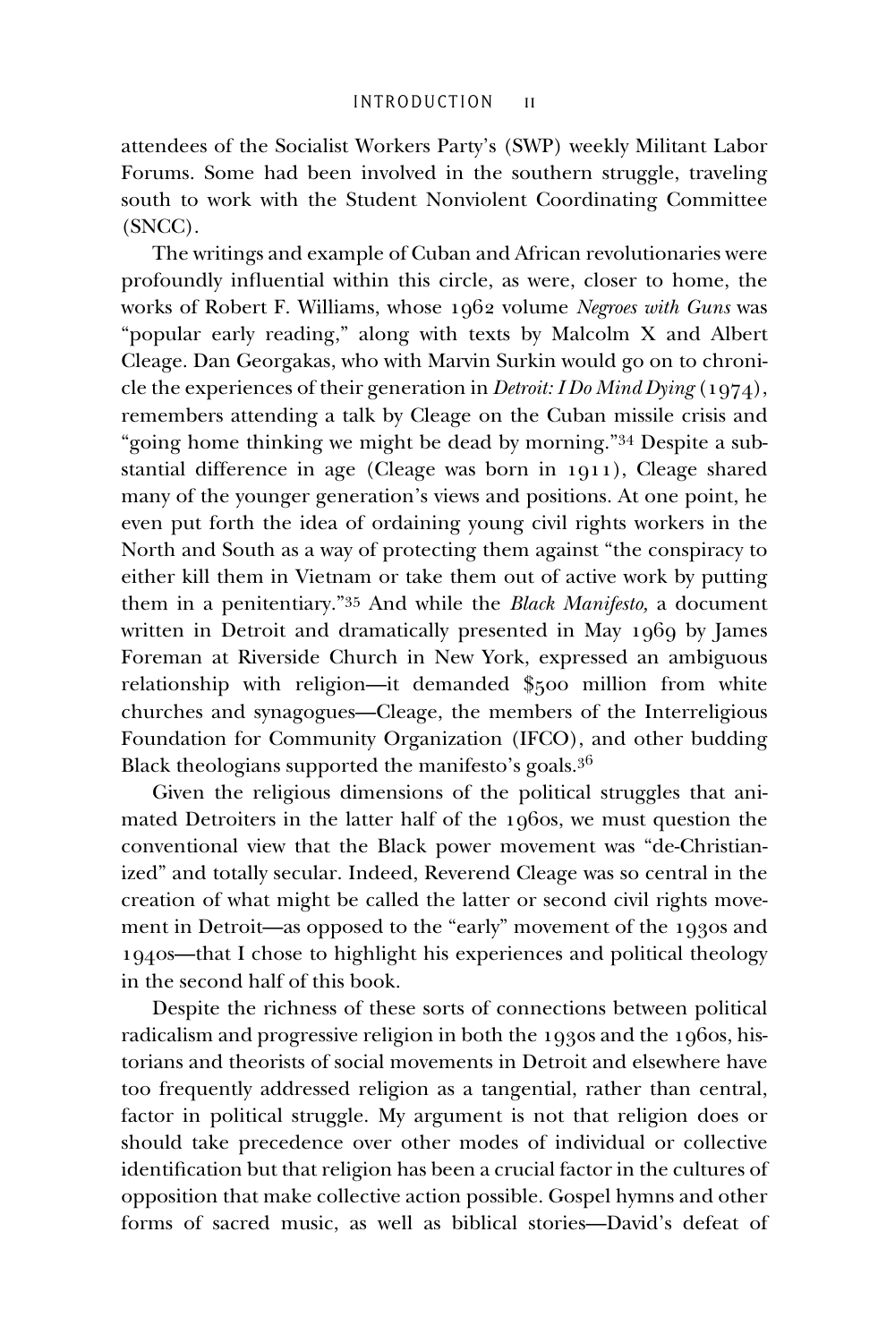attendees of the Socialist Workers Party's (SWP) weekly Militant Labor Forums. Some had been involved in the southern struggle, traveling south to work with the Student Nonviolent Coordinating Committee (SNCC).

The writings and example of Cuban and African revolutionaries were profoundly influential within this circle, as were, closer to home, the works of Robert F. Williams, whose 1962 volume *Negroes with Guns* was "popular early reading," along with texts by Malcolm X and Albert Cleage. Dan Georgakas, who with Marvin Surkin would go on to chronicle the experiences of their generation in *Detroit: I Do Mind Dying* (1974), remembers attending a talk by Cleage on the Cuban missile crisis and "going home thinking we might be dead by morning."[34] Despite a substantial difference in age (Cleage was born in 1911), Cleage shared many of the younger generation's views and positions. At one point, he even put forth the idea of ordaining young civil rights workers in the North and South as a way of protecting them against "the conspiracy to either kill them in Vietnam or take them out of active work by putting them in a penitentiary."[35] And while the *Black Manifesto,* a document written in Detroit and dramatically presented in May 1969 by James Foreman at Riverside Church in New York, expressed an ambiguous relationship with religion—it demanded $500 million from white churches and synagogues—Cleage, the members of the Interreligious Foundation for Community Organization (IFCO), and other budding Black theologians supported the manifesto's goals.[36]

Given the religious dimensions of the political struggles that animated Detroiters in the latter half of the 1960s, we must question the conventional view that the Black power movement was "de-Christianized" and totally secular. Indeed, Reverend Cleage was so central in the creation of what might be called the latter or second civil rights movement in Detroit—as opposed to the "early" movement of the 1930s and 1940s—that I chose to highlight his experiences and political theology in the second half of this book.

Despite the richness of these sorts of connections between political radicalism and progressive religion in both the 1930s and the 1960s, historians and theorists of social movements in Detroit and elsewhere have too frequently addressed religion as a tangential, rather than central, factor in political struggle. My argument is not that religion does or should take precedence over other modes of individual or collective identification but that religion has been a crucial factor in the cultures of opposition that make collective action possible. Gospel hymns and other forms of sacred music, as well as biblical stories—David's defeat of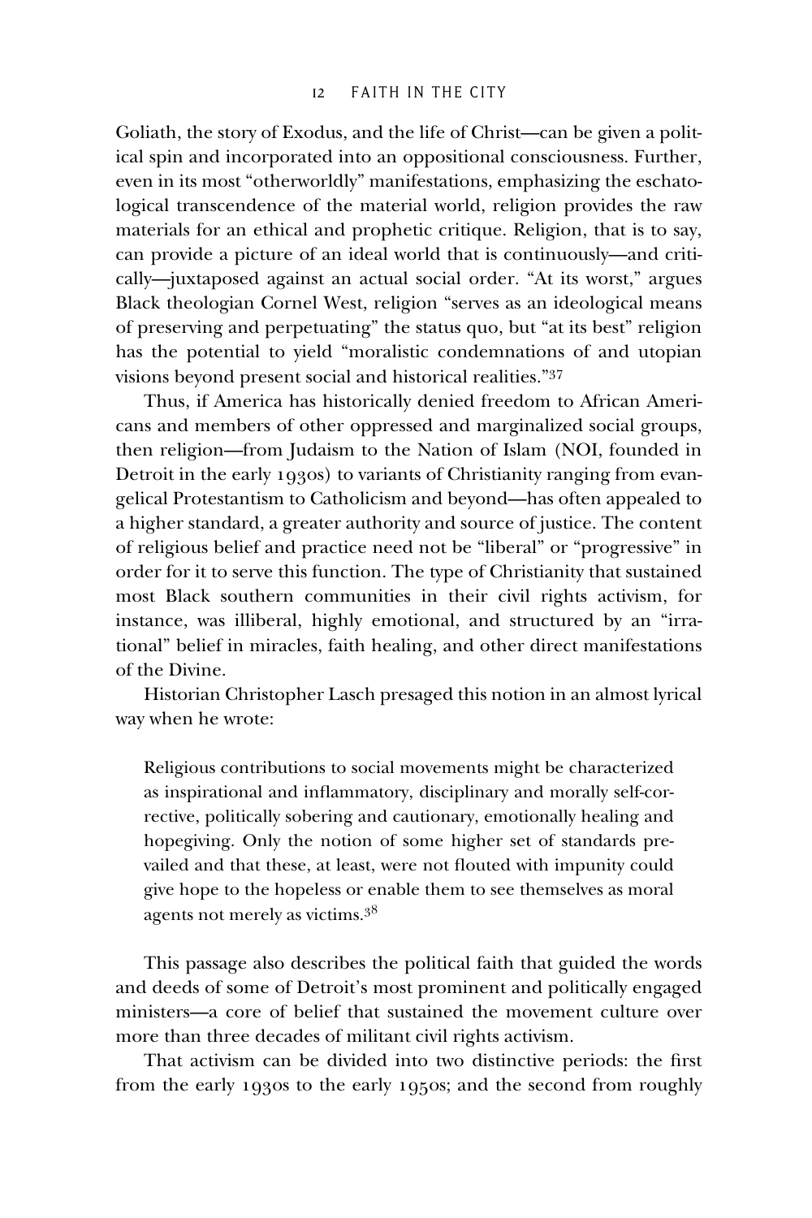Goliath, the story of Exodus, and the life of Christ—can be given a political spin and incorporated into an oppositional consciousness. Further, even in its most "otherworldly" manifestations, emphasizing the eschatological transcendence of the material world, religion provides the raw materials for an ethical and prophetic critique. Religion, that is to say, can provide a picture of an ideal world that is continuously—and critically—juxtaposed against an actual social order. "At its worst," argues Black theologian Cornel West, religion "serves as an ideological means of preserving and perpetuating" the status quo, but "at its best" religion has the potential to yield "moralistic condemnations of and utopian visions beyond present social and historical realities."[37]

Thus, if America has historically denied freedom to African Americans and members of other oppressed and marginalized social groups, then religion—from Judaism to the Nation of Islam (NOI, founded in Detroit in the early 1930s) to variants of Christianity ranging from evangelical Protestantism to Catholicism and beyond—has often appealed to a higher standard, a greater authority and source of justice. The content of religious belief and practice need not be "liberal" or "progressive" in order for it to serve this function. The type of Christianity that sustained most Black southern communities in their civil rights activism, for instance, was illiberal, highly emotional, and structured by an "irrational" belief in miracles, faith healing, and other direct manifestations of the Divine.

Historian Christopher Lasch presaged this notion in an almost lyrical way when he wrote:

> Religious contributions to social movements might be characterized as inspirational and inflammatory, disciplinary and morally self-corrective, politically sobering and cautionary, emotionally healing and hopegiving. Only the notion of some higher set of standards prevailed and that these, at least, were not flouted with impunity could give hope to the hopeless or enable them to see themselves as moral agents not merely as victims.[38]

This passage also describes the political faith that guided the words and deeds of some of Detroit's most prominent and politically engaged ministers—a core of belief that sustained the movement culture over more than three decades of militant civil rights activism.

That activism can be divided into two distinctive periods: the first from the early 1930s to the early 1950s; and the second from roughly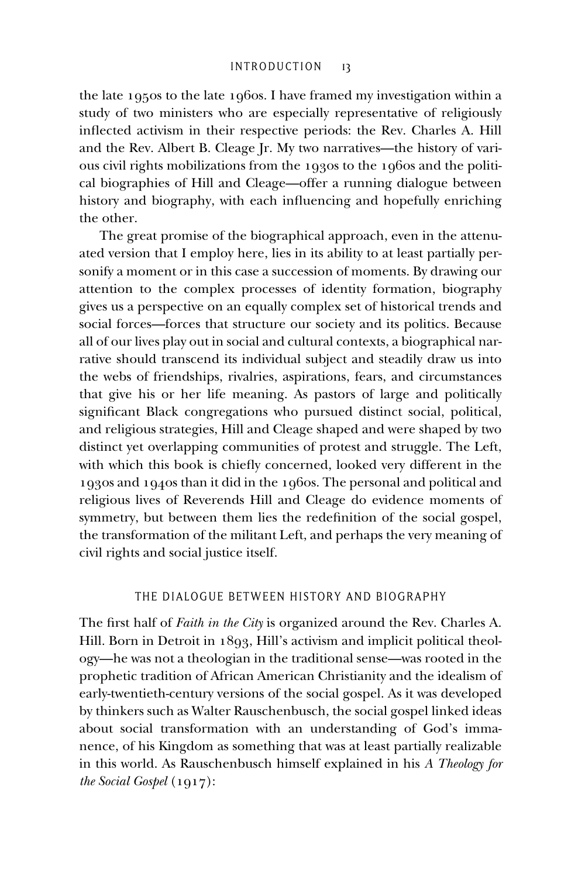the late 1950s to the late 1960s. I have framed my investigation within a study of two ministers who are especially representative of religiously inflected activism in their respective periods: the Rev. Charles A. Hill and the Rev. Albert B. Cleage Jr. My two narratives—the history of various civil rights mobilizations from the 1930s to the 1960s and the political biographies of Hill and Cleage—offer a running dialogue between history and biography, with each influencing and hopefully enriching the other.

The great promise of the biographical approach, even in the attenuated version that I employ here, lies in its ability to at least partially personify a moment or in this case a succession of moments. By drawing our attention to the complex processes of identity formation, biography gives us a perspective on an equally complex set of historical trends and social forces—forces that structure our society and its politics. Because all of our lives play out in social and cultural contexts, a biographical narrative should transcend its individual subject and steadily draw us into the webs of friendships, rivalries, aspirations, fears, and circumstances that give his or her life meaning. As pastors of large and politically significant Black congregations who pursued distinct social, political, and religious strategies, Hill and Cleage shaped and were shaped by two distinct yet overlapping communities of protest and struggle. The Left, with which this book is chiefly concerned, looked very different in the 1930s and 1940s than it did in the 1960s. The personal and political and religious lives of Reverends Hill and Cleage do evidence moments of symmetry, but between them lies the redefinition of the social gospel, the transformation of the militant Left, and perhaps the very meaning of civil rights and social justice itself.

## THE DIALOGUE BETWEEN HISTORY AND BIOGRAPHY

The first half of *Faith in the City* is organized around the Rev. Charles A. Hill. Born in Detroit in 1893, Hill's activism and implicit political theology—he was not a theologian in the traditional sense—was rooted in the prophetic tradition of African American Christianity and the idealism of early-twentieth-century versions of the social gospel. As it was developed by thinkers such as Walter Rauschenbusch, the social gospel linked ideas about social transformation with an understanding of God's immanence, of his Kingdom as something that was at least partially realizable in this world. As Rauschenbusch himself explained in his *A Theology for the Social Gospel* (1917):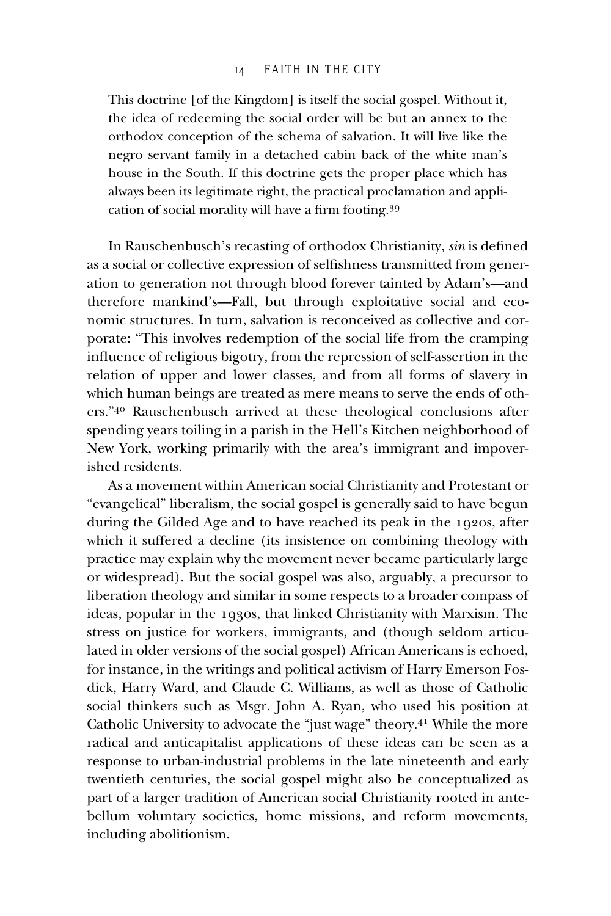> This doctrine [of the Kingdom] is itself the social gospel. Without it, the idea of redeeming the social order will be but an annex to the orthodox conception of the schema of salvation. It will live like the negro servant family in a detached cabin back of the white man's house in the South. If this doctrine gets the proper place which has always been its legitimate right, the practical proclamation and application of social morality will have a firm footing.[39]

In Rauschenbusch's recasting of orthodox Christianity, *sin* is defined as a social or collective expression of selfishness transmitted from generation to generation not through blood forever tainted by Adam's—and therefore mankind's—Fall, but through exploitative social and economic structures. In turn, salvation is reconceived as collective and corporate: "This involves redemption of the social life from the cramping influence of religious bigotry, from the repression of self-assertion in the relation of upper and lower classes, and from all forms of slavery in which human beings are treated as mere means to serve the ends of others."[40] Rauschenbusch arrived at these theological conclusions after spending years toiling in a parish in the Hell's Kitchen neighborhood of New York, working primarily with the area's immigrant and impoverished residents.

As a movement within American social Christianity and Protestant or "evangelical" liberalism, the social gospel is generally said to have begun during the Gilded Age and to have reached its peak in the 1920s, after which it suffered a decline (its insistence on combining theology with practice may explain why the movement never became particularly large or widespread). But the social gospel was also, arguably, a precursor to liberation theology and similar in some respects to a broader compass of ideas, popular in the 1930s, that linked Christianity with Marxism. The stress on justice for workers, immigrants, and (though seldom articulated in older versions of the social gospel) African Americans is echoed, for instance, in the writings and political activism of Harry Emerson Fosdick, Harry Ward, and Claude C. Williams, as well as those of Catholic social thinkers such as Msgr. John A. Ryan, who used his position at Catholic University to advocate the "just wage" theory.[41] While the more radical and anticapitalist applications of these ideas can be seen as a response to urban-industrial problems in the late nineteenth and early twentieth centuries, the social gospel might also be conceptualized as part of a larger tradition of American social Christianity rooted in antebellum voluntary societies, home missions, and reform movements, including abolitionism.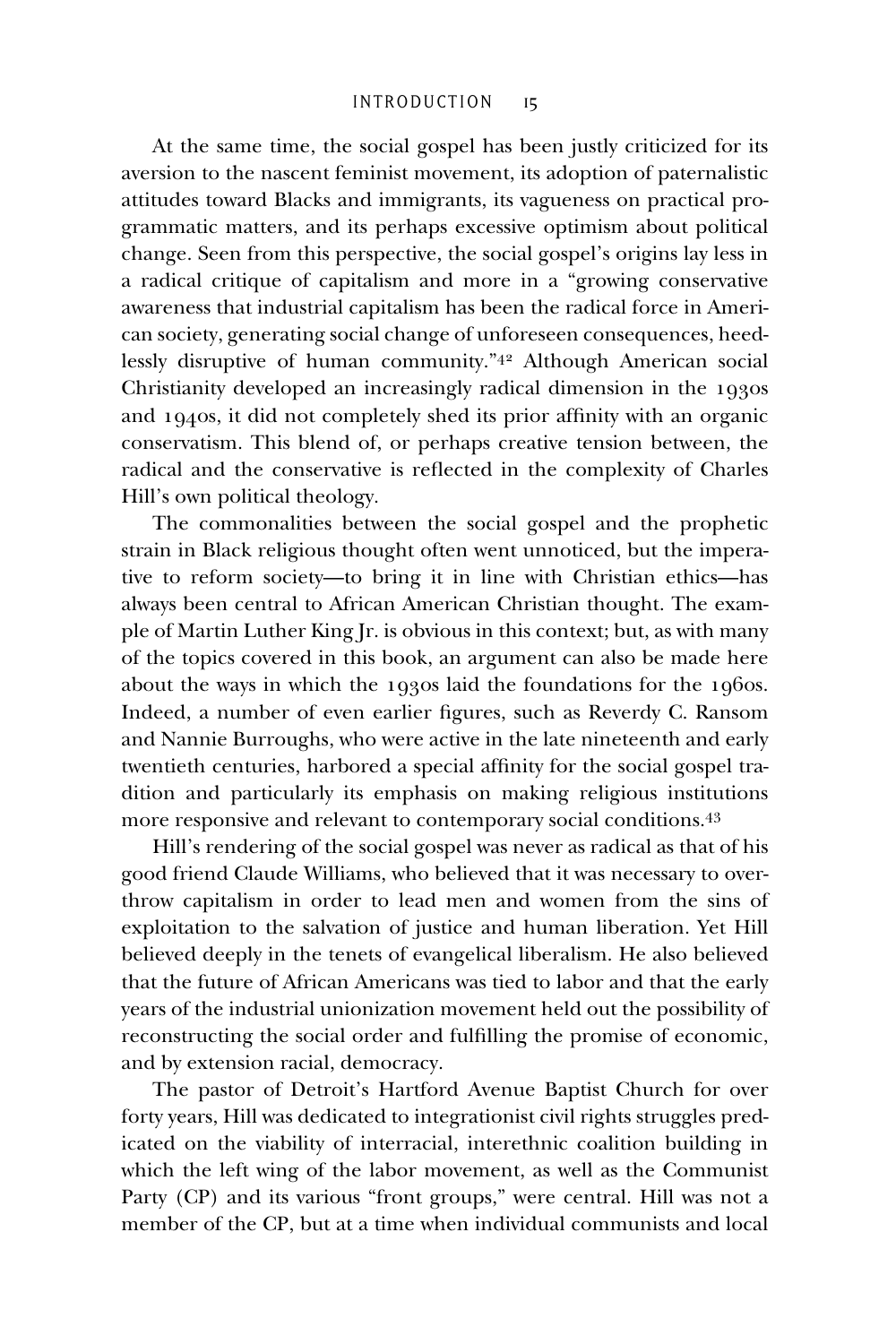At the same time, the social gospel has been justly criticized for its aversion to the nascent feminist movement, its adoption of paternalistic attitudes toward Blacks and immigrants, its vagueness on practical programmatic matters, and its perhaps excessive optimism about political change. Seen from this perspective, the social gospel's origins lay less in a radical critique of capitalism and more in a "growing conservative awareness that industrial capitalism has been the radical force in American society, generating social change of unforeseen consequences, heedlessly disruptive of human community."[42] Although American social Christianity developed an increasingly radical dimension in the 1930s and 1940s, it did not completely shed its prior affinity with an organic conservatism. This blend of, or perhaps creative tension between, the radical and the conservative is reflected in the complexity of Charles Hill's own political theology.

The commonalities between the social gospel and the prophetic strain in Black religious thought often went unnoticed, but the imperative to reform society—to bring it in line with Christian ethics—has always been central to African American Christian thought. The example of Martin Luther King Jr. is obvious in this context; but, as with many of the topics covered in this book, an argument can also be made here about the ways in which the 1930s laid the foundations for the 1960s. Indeed, a number of even earlier figures, such as Reverdy C. Ransom and Nannie Burroughs, who were active in the late nineteenth and early twentieth centuries, harbored a special affinity for the social gospel tradition and particularly its emphasis on making religious institutions more responsive and relevant to contemporary social conditions.[43]

Hill's rendering of the social gospel was never as radical as that of his good friend Claude Williams, who believed that it was necessary to overthrow capitalism in order to lead men and women from the sins of exploitation to the salvation of justice and human liberation. Yet Hill believed deeply in the tenets of evangelical liberalism. He also believed that the future of African Americans was tied to labor and that the early years of the industrial unionization movement held out the possibility of reconstructing the social order and fulfilling the promise of economic, and by extension racial, democracy.

The pastor of Detroit's Hartford Avenue Baptist Church for over forty years, Hill was dedicated to integrationist civil rights struggles predicated on the viability of interracial, interethnic coalition building in which the left wing of the labor movement, as well as the Communist Party (CP) and its various "front groups," were central. Hill was not a member of the CP, but at a time when individual communists and local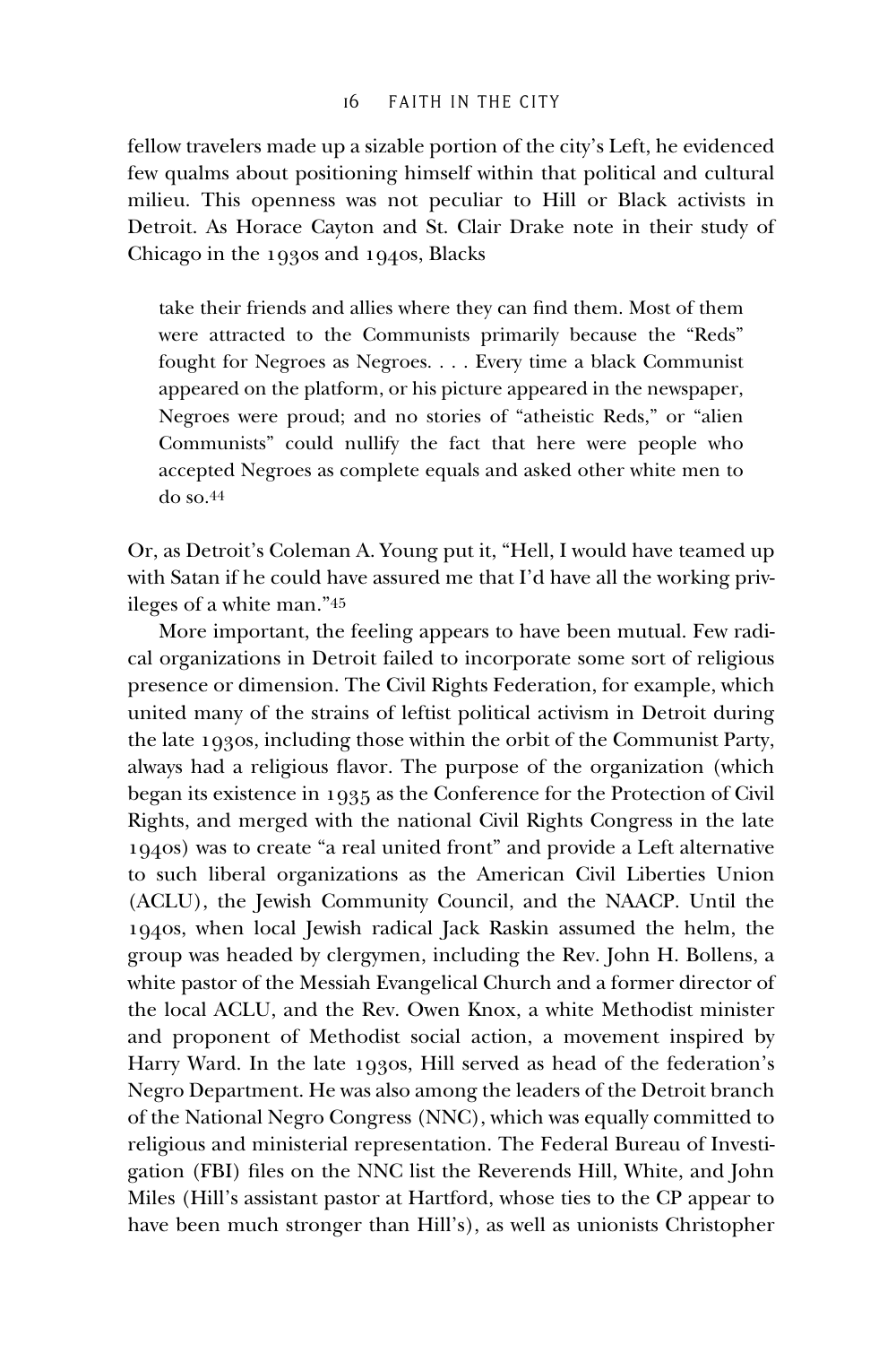fellow travelers made up a sizable portion of the city's Left, he evidenced few qualms about positioning himself within that political and cultural milieu. This openness was not peculiar to Hill or Black activists in Detroit. As Horace Cayton and St. Clair Drake note in their study of Chicago in the 1930s and 1940s, Blacks

> take their friends and allies where they can find them. Most of them were attracted to the Communists primarily because the "Reds" fought for Negroes as Negroes. . . . Every time a black Communist appeared on the platform, or his picture appeared in the newspaper, Negroes were proud; and no stories of "atheistic Reds," or "alien Communists" could nullify the fact that here were people who accepted Negroes as complete equals and asked other white men to do so.[44]

Or, as Detroit's Coleman A. Young put it, "Hell, I would have teamed up with Satan if he could have assured me that I'd have all the working privileges of a white man."[45]

More important, the feeling appears to have been mutual. Few radical organizations in Detroit failed to incorporate some sort of religious presence or dimension. The Civil Rights Federation, for example, which united many of the strains of leftist political activism in Detroit during the late 1930s, including those within the orbit of the Communist Party, always had a religious flavor. The purpose of the organization (which began its existence in 1935 as the Conference for the Protection of Civil Rights, and merged with the national Civil Rights Congress in the late 1940s) was to create "a real united front" and provide a Left alternative to such liberal organizations as the American Civil Liberties Union (ACLU), the Jewish Community Council, and the NAACP. Until the 1940s, when local Jewish radical Jack Raskin assumed the helm, the group was headed by clergymen, including the Rev. John H. Bollens, a white pastor of the Messiah Evangelical Church and a former director of the local ACLU, and the Rev. Owen Knox, a white Methodist minister and proponent of Methodist social action, a movement inspired by Harry Ward. In the late 1930s, Hill served as head of the federation's Negro Department. He was also among the leaders of the Detroit branch of the National Negro Congress (NNC), which was equally committed to religious and ministerial representation. The Federal Bureau of Investigation (FBI) files on the NNC list the Reverends Hill, White, and John Miles (Hill's assistant pastor at Hartford, whose ties to the CP appear to have been much stronger than Hill's), as well as unionists Christopher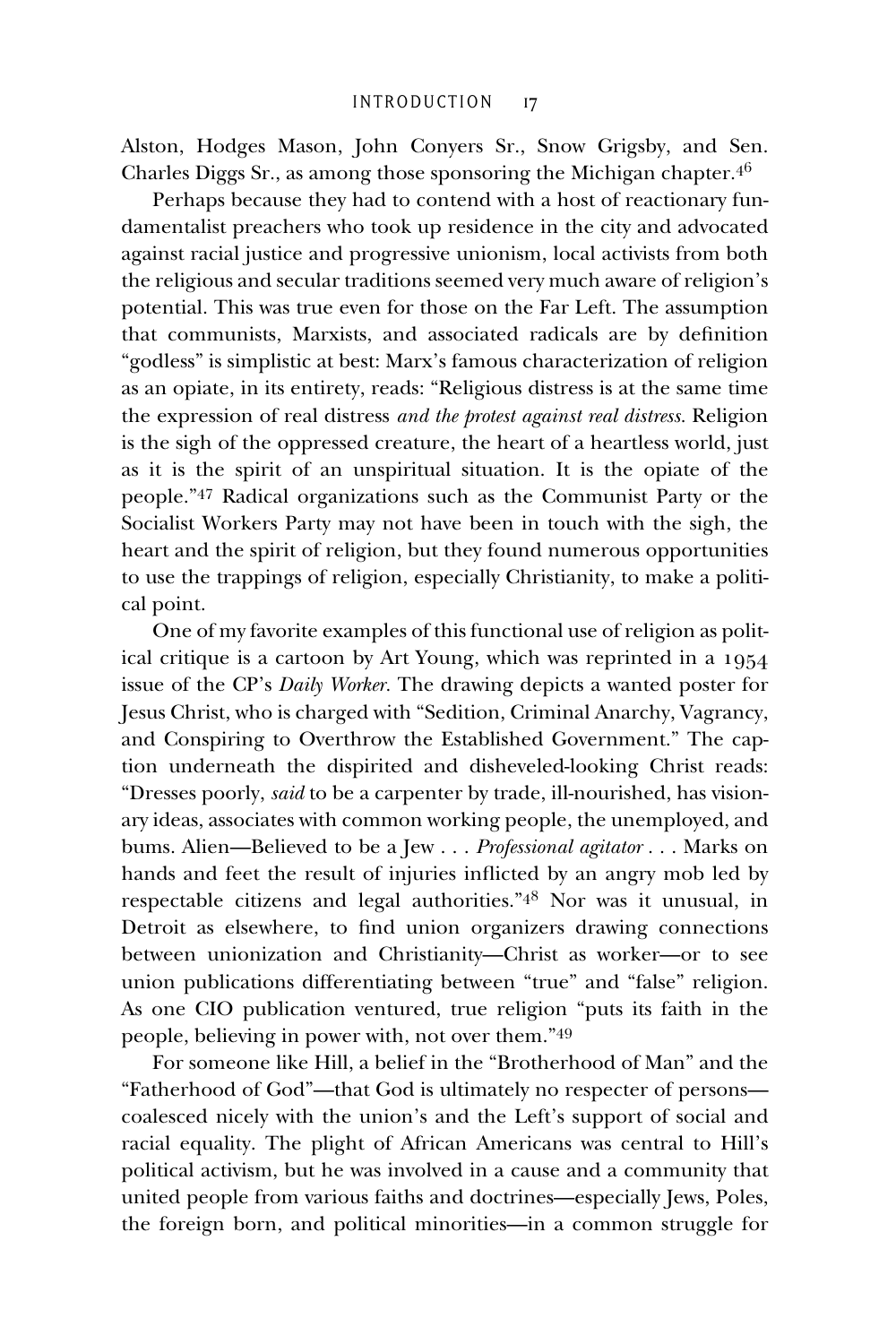Alston, Hodges Mason, John Conyers Sr., Snow Grigsby, and Sen. Charles Diggs Sr., as among those sponsoring the Michigan chapter.[46]

Perhaps because they had to contend with a host of reactionary fundamentalist preachers who took up residence in the city and advocated against racial justice and progressive unionism, local activists from both the religious and secular traditions seemed very much aware of religion's potential. This was true even for those on the Far Left. The assumption that communists, Marxists, and associated radicals are by definition "godless" is simplistic at best: Marx's famous characterization of religion as an opiate, in its entirety, reads: "Religious distress is at the same time the expression of real distress *and the protest against real distress*. Religion is the sigh of the oppressed creature, the heart of a heartless world, just as it is the spirit of an unspiritual situation. It is the opiate of the people."[47] Radical organizations such as the Communist Party or the Socialist Workers Party may not have been in touch with the sigh, the heart and the spirit of religion, but they found numerous opportunities to use the trappings of religion, especially Christianity, to make a political point.

One of my favorite examples of this functional use of religion as political critique is a cartoon by Art Young, which was reprinted in a 1954 issue of the CP's *Daily Worker*. The drawing depicts a wanted poster for Jesus Christ, who is charged with "Sedition, Criminal Anarchy, Vagrancy, and Conspiring to Overthrow the Established Government." The caption underneath the dispirited and disheveled-looking Christ reads: "Dresses poorly, *said* to be a carpenter by trade, ill-nourished, has visionary ideas, associates with common working people, the unemployed, and bums. Alien—Believed to be a Jew . . . *Professional agitator* . . . Marks on hands and feet the result of injuries inflicted by an angry mob led by respectable citizens and legal authorities."[48] Nor was it unusual, in Detroit as elsewhere, to find union organizers drawing connections between unionization and Christianity—Christ as worker—or to see union publications differentiating between "true" and "false" religion. As one CIO publication ventured, true religion "puts its faith in the people, believing in power with, not over them."[49]

For someone like Hill, a belief in the "Brotherhood of Man" and the "Fatherhood of God"—that God is ultimately no respecter of persons—coalesced nicely with the union's and the Left's support of social and racial equality. The plight of African Americans was central to Hill's political activism, but he was involved in a cause and a community that united people from various faiths and doctrines—especially Jews, Poles, the foreign born, and political minorities—in a common struggle for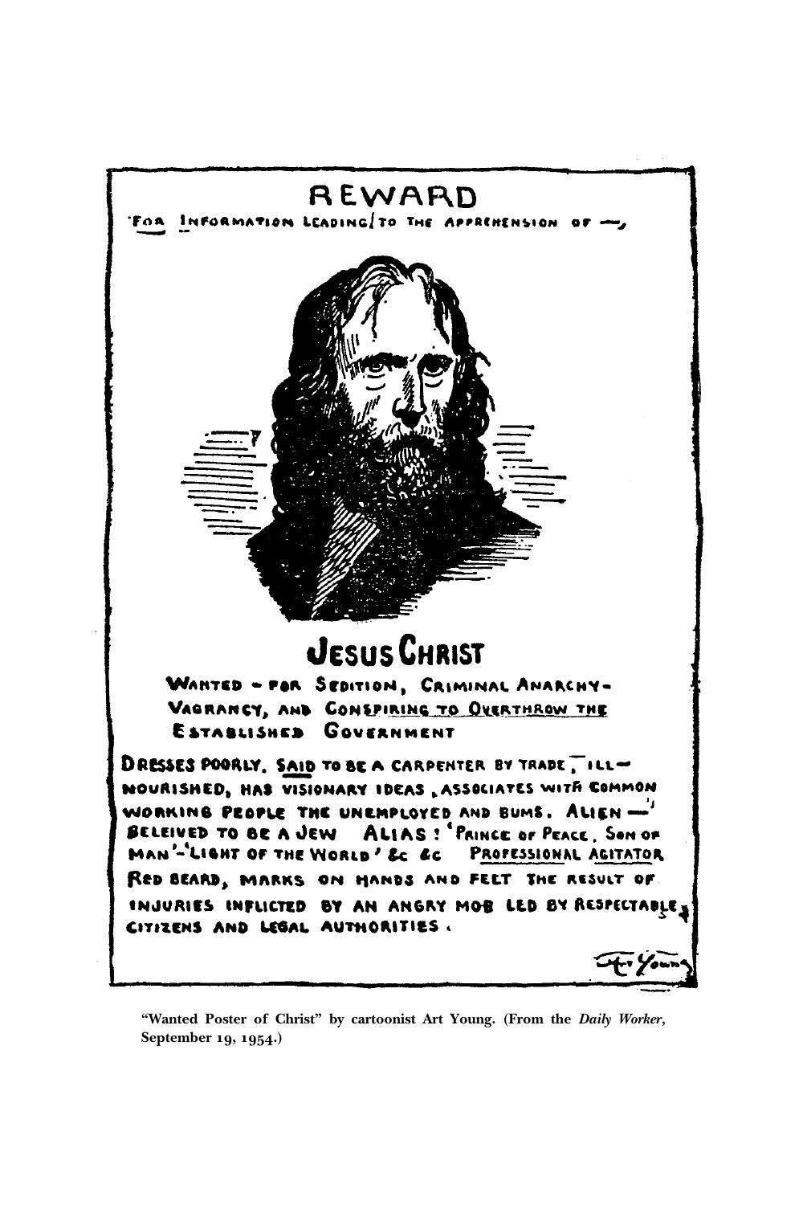# REWARD

For Information leading to the apprehension of —

# Jesus Christ

**Wanted – for Sedition, Criminal Anarchy – Vagrancy, and Conspiring to Overthrow the Established Government**

Dresses poorly. Said to be a carpenter by trade, ill-nourished, has visionary ideas, associates with common working people the unemployed and bums. Alien — beleived to be a Jew. Alias: 'Prince of Peace, Son of Man'–'Light of the World' &c &c. Professional Agitator. Red beard, marks on hands and feet the result of injuries inflicted by an angry mob led by respectable citizens and legal authorities.

Art Young

"Wanted Poster of Christ" by cartoonist Art Young. (From the *Daily Worker*, September 19, 1954.)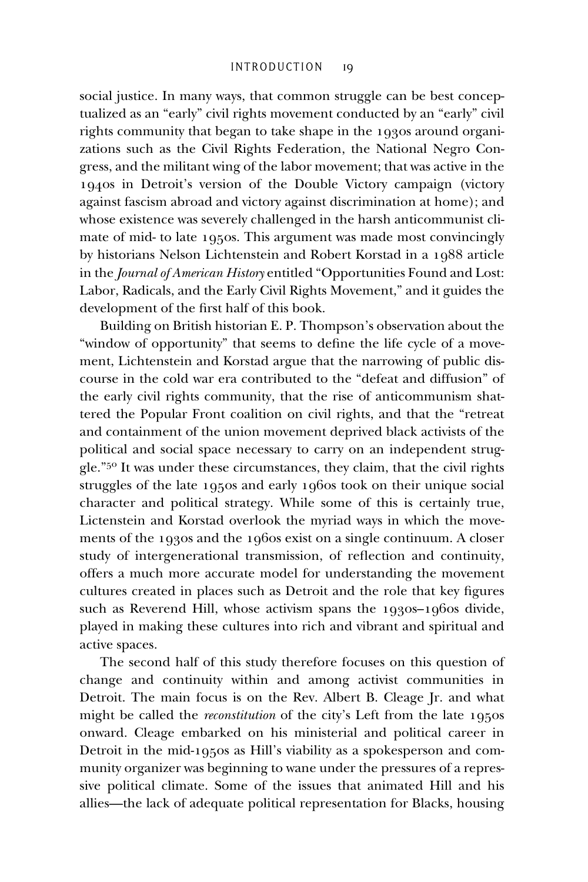social justice. In many ways, that common struggle can be best conceptualized as an "early" civil rights movement conducted by an "early" civil rights community that began to take shape in the 1930s around organizations such as the Civil Rights Federation, the National Negro Congress, and the militant wing of the labor movement; that was active in the 1940s in Detroit's version of the Double Victory campaign (victory against fascism abroad and victory against discrimination at home); and whose existence was severely challenged in the harsh anticommunist climate of mid- to late 1950s. This argument was made most convincingly by historians Nelson Lichtenstein and Robert Korstad in a 1988 article in the *Journal of American History* entitled "Opportunities Found and Lost: Labor, Radicals, and the Early Civil Rights Movement," and it guides the development of the first half of this book.

Building on British historian E. P. Thompson's observation about the "window of opportunity" that seems to define the life cycle of a movement, Lichtenstein and Korstad argue that the narrowing of public discourse in the cold war era contributed to the "defeat and diffusion" of the early civil rights community, that the rise of anticommunism shattered the Popular Front coalition on civil rights, and that the "retreat and containment of the union movement deprived black activists of the political and social space necessary to carry on an independent struggle."[50] It was under these circumstances, they claim, that the civil rights struggles of the late 1950s and early 1960s took on their unique social character and political strategy. While some of this is certainly true, Lictenstein and Korstad overlook the myriad ways in which the movements of the 1930s and the 1960s exist on a single continuum. A closer study of intergenerational transmission, of reflection and continuity, offers a much more accurate model for understanding the movement cultures created in places such as Detroit and the role that key figures such as Reverend Hill, whose activism spans the 1930s–1960s divide, played in making these cultures into rich and vibrant and spiritual and active spaces.

The second half of this study therefore focuses on this question of change and continuity within and among activist communities in Detroit. The main focus is on the Rev. Albert B. Cleage Jr. and what might be called the *reconstitution* of the city's Left from the late 1950s onward. Cleage embarked on his ministerial and political career in Detroit in the mid-1950s as Hill's viability as a spokesperson and community organizer was beginning to wane under the pressures of a repressive political climate. Some of the issues that animated Hill and his allies—the lack of adequate political representation for Blacks, housing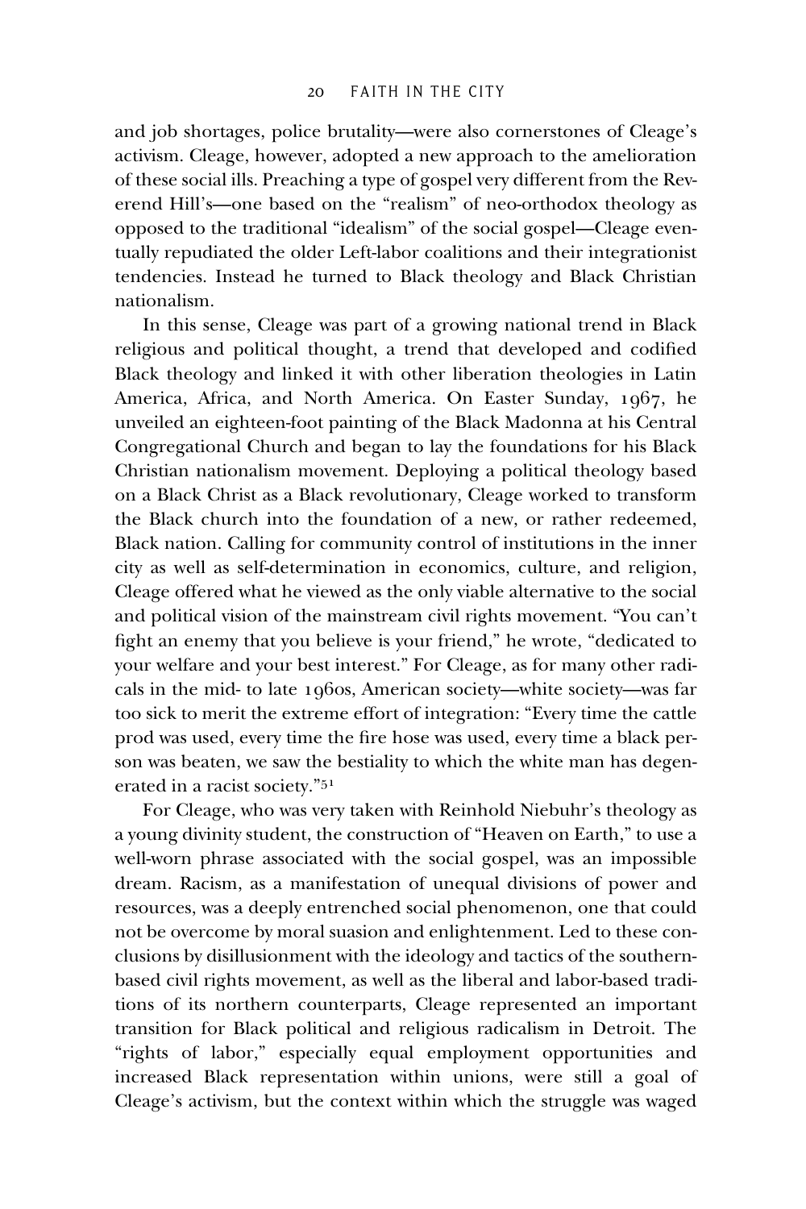and job shortages, police brutality—were also cornerstones of Cleage's activism. Cleage, however, adopted a new approach to the amelioration of these social ills. Preaching a type of gospel very different from the Reverend Hill's—one based on the "realism" of neo-orthodox theology as opposed to the traditional "idealism" of the social gospel—Cleage eventually repudiated the older Left-labor coalitions and their integrationist tendencies. Instead he turned to Black theology and Black Christian nationalism.

In this sense, Cleage was part of a growing national trend in Black religious and political thought, a trend that developed and codified Black theology and linked it with other liberation theologies in Latin America, Africa, and North America. On Easter Sunday, 1967, he unveiled an eighteen-foot painting of the Black Madonna at his Central Congregational Church and began to lay the foundations for his Black Christian nationalism movement. Deploying a political theology based on a Black Christ as a Black revolutionary, Cleage worked to transform the Black church into the foundation of a new, or rather redeemed, Black nation. Calling for community control of institutions in the inner city as well as self-determination in economics, culture, and religion, Cleage offered what he viewed as the only viable alternative to the social and political vision of the mainstream civil rights movement. "You can't fight an enemy that you believe is your friend," he wrote, "dedicated to your welfare and your best interest." For Cleage, as for many other radicals in the mid- to late 1960s, American society—white society—was far too sick to merit the extreme effort of integration: "Every time the cattle prod was used, every time the fire hose was used, every time a black person was beaten, we saw the bestiality to which the white man has degenerated in a racist society."[51]

For Cleage, who was very taken with Reinhold Niebuhr's theology as a young divinity student, the construction of "Heaven on Earth," to use a well-worn phrase associated with the social gospel, was an impossible dream. Racism, as a manifestation of unequal divisions of power and resources, was a deeply entrenched social phenomenon, one that could not be overcome by moral suasion and enlightenment. Led to these conclusions by disillusionment with the ideology and tactics of the southern-based civil rights movement, as well as the liberal and labor-based traditions of its northern counterparts, Cleage represented an important transition for Black political and religious radicalism in Detroit. The "rights of labor," especially equal employment opportunities and increased Black representation within unions, were still a goal of Cleage's activism, but the context within which the struggle was waged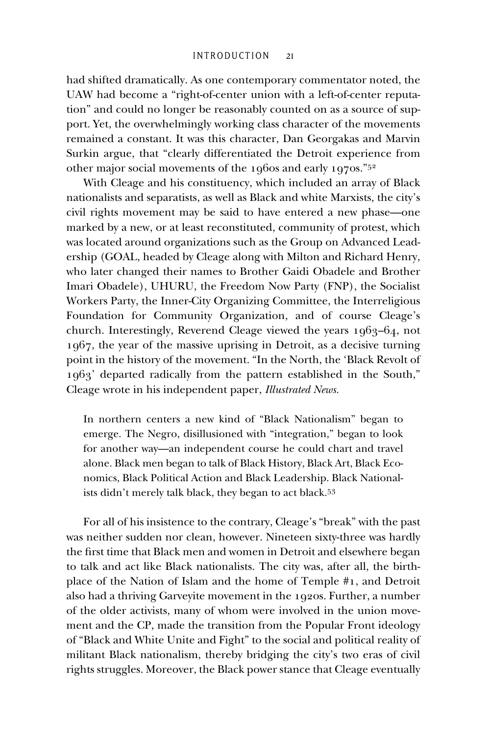had shifted dramatically. As one contemporary commentator noted, the UAW had become a "right-of-center union with a left-of-center reputation" and could no longer be reasonably counted on as a source of support. Yet, the overwhelmingly working class character of the movements remained a constant. It was this character, Dan Georgakas and Marvin Surkin argue, that "clearly differentiated the Detroit experience from other major social movements of the 1960s and early 1970s."[52]

With Cleage and his constituency, which included an array of Black nationalists and separatists, as well as Black and white Marxists, the city's civil rights movement may be said to have entered a new phase—one marked by a new, or at least reconstituted, community of protest, which was located around organizations such as the Group on Advanced Leadership (GOAL, headed by Cleage along with Milton and Richard Henry, who later changed their names to Brother Gaidi Obadele and Brother Imari Obadele), UHURU, the Freedom Now Party (FNP), the Socialist Workers Party, the Inner-City Organizing Committee, the Interreligious Foundation for Community Organization, and of course Cleage's church. Interestingly, Reverend Cleage viewed the years 1963–64, not 1967, the year of the massive uprising in Detroit, as a decisive turning point in the history of the movement. "In the North, the 'Black Revolt of 1963' departed radically from the pattern established in the South," Cleage wrote in his independent paper, *Illustrated News*.

> In northern centers a new kind of "Black Nationalism" began to emerge. The Negro, disillusioned with "integration," began to look for another way—an independent course he could chart and travel alone. Black men began to talk of Black History, Black Art, Black Economics, Black Political Action and Black Leadership. Black Nationalists didn't merely talk black, they began to act black.[53]

For all of his insistence to the contrary, Cleage's "break" with the past was neither sudden nor clean, however. Nineteen sixty-three was hardly the first time that Black men and women in Detroit and elsewhere began to talk and act like Black nationalists. The city was, after all, the birthplace of the Nation of Islam and the home of Temple #1, and Detroit also had a thriving Garveyite movement in the 1920s. Further, a number of the older activists, many of whom were involved in the union movement and the CP, made the transition from the Popular Front ideology of "Black and White Unite and Fight" to the social and political reality of militant Black nationalism, thereby bridging the city's two eras of civil rights struggles. Moreover, the Black power stance that Cleage eventually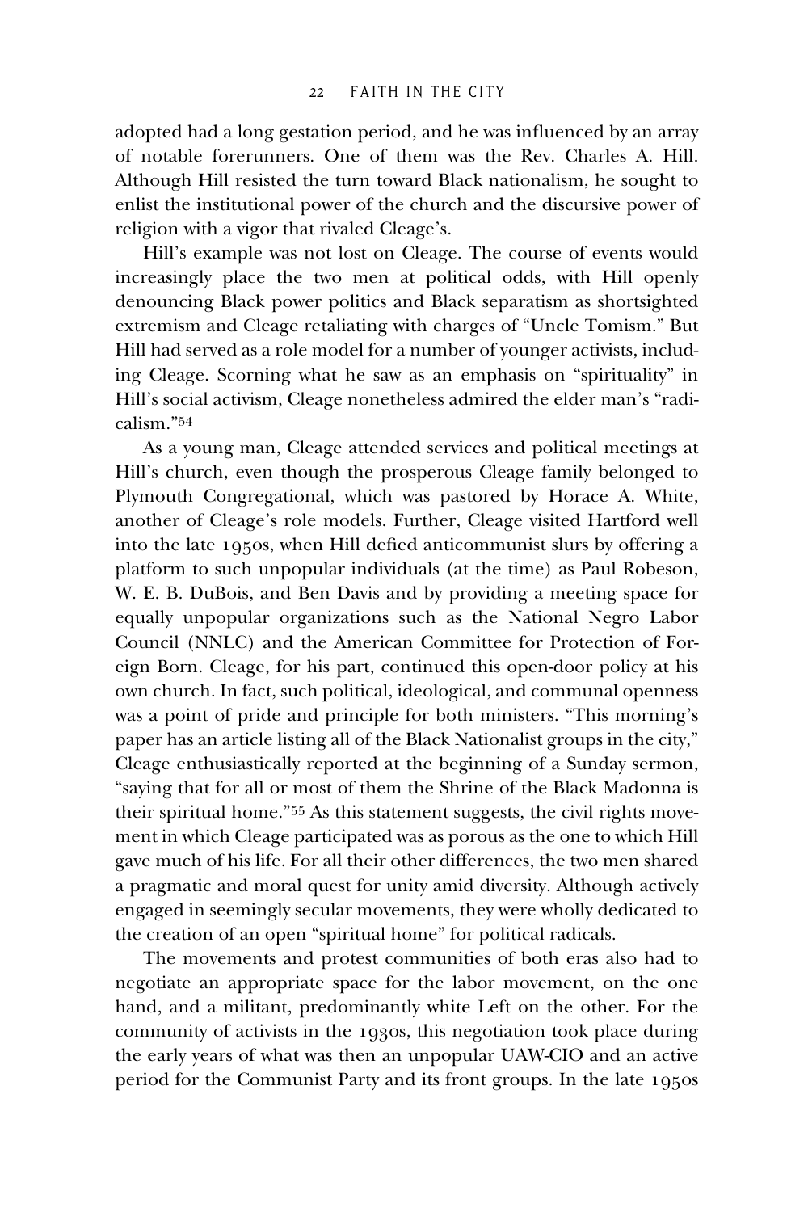adopted had a long gestation period, and he was influenced by an array of notable forerunners. One of them was the Rev. Charles A. Hill. Although Hill resisted the turn toward Black nationalism, he sought to enlist the institutional power of the church and the discursive power of religion with a vigor that rivaled Cleage's.

Hill's example was not lost on Cleage. The course of events would increasingly place the two men at political odds, with Hill openly denouncing Black power politics and Black separatism as shortsighted extremism and Cleage retaliating with charges of "Uncle Tomism." But Hill had served as a role model for a number of younger activists, including Cleage. Scorning what he saw as an emphasis on "spirituality" in Hill's social activism, Cleage nonetheless admired the elder man's "radicalism."[54]

As a young man, Cleage attended services and political meetings at Hill's church, even though the prosperous Cleage family belonged to Plymouth Congregational, which was pastored by Horace A. White, another of Cleage's role models. Further, Cleage visited Hartford well into the late 1950s, when Hill defied anticommunist slurs by offering a platform to such unpopular individuals (at the time) as Paul Robeson, W. E. B. DuBois, and Ben Davis and by providing a meeting space for equally unpopular organizations such as the National Negro Labor Council (NNLC) and the American Committee for Protection of Foreign Born. Cleage, for his part, continued this open-door policy at his own church. In fact, such political, ideological, and communal openness was a point of pride and principle for both ministers. "This morning's paper has an article listing all of the Black Nationalist groups in the city," Cleage enthusiastically reported at the beginning of a Sunday sermon, "saying that for all or most of them the Shrine of the Black Madonna is their spiritual home."[55] As this statement suggests, the civil rights movement in which Cleage participated was as porous as the one to which Hill gave much of his life. For all their other differences, the two men shared a pragmatic and moral quest for unity amid diversity. Although actively engaged in seemingly secular movements, they were wholly dedicated to the creation of an open "spiritual home" for political radicals.

The movements and protest communities of both eras also had to negotiate an appropriate space for the labor movement, on the one hand, and a militant, predominantly white Left on the other. For the community of activists in the 1930s, this negotiation took place during the early years of what was then an unpopular UAW-CIO and an active period for the Communist Party and its front groups. In the late 1950s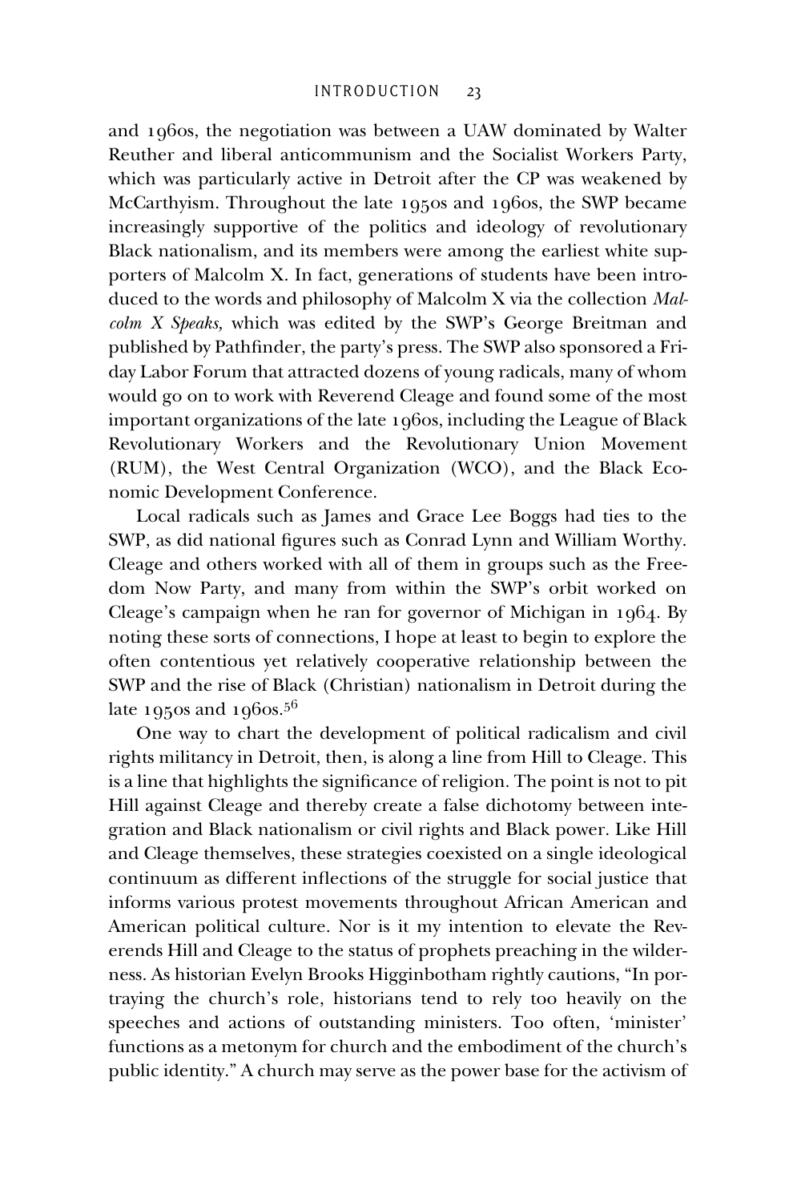and 1960s, the negotiation was between a UAW dominated by Walter Reuther and liberal anticommunism and the Socialist Workers Party, which was particularly active in Detroit after the CP was weakened by McCarthyism. Throughout the late 1950s and 1960s, the SWP became increasingly supportive of the politics and ideology of revolutionary Black nationalism, and its members were among the earliest white supporters of Malcolm X. In fact, generations of students have been introduced to the words and philosophy of Malcolm X via the collection *Malcolm X Speaks,* which was edited by the SWP's George Breitman and published by Pathfinder, the party's press. The SWP also sponsored a Friday Labor Forum that attracted dozens of young radicals, many of whom would go on to work with Reverend Cleage and found some of the most important organizations of the late 1960s, including the League of Black Revolutionary Workers and the Revolutionary Union Movement (RUM), the West Central Organization (WCO), and the Black Economic Development Conference.

Local radicals such as James and Grace Lee Boggs had ties to the SWP, as did national figures such as Conrad Lynn and William Worthy. Cleage and others worked with all of them in groups such as the Freedom Now Party, and many from within the SWP's orbit worked on Cleage's campaign when he ran for governor of Michigan in 1964. By noting these sorts of connections, I hope at least to begin to explore the often contentious yet relatively cooperative relationship between the SWP and the rise of Black (Christian) nationalism in Detroit during the late 1950s and 1960s.[56]

One way to chart the development of political radicalism and civil rights militancy in Detroit, then, is along a line from Hill to Cleage. This is a line that highlights the significance of religion. The point is not to pit Hill against Cleage and thereby create a false dichotomy between integration and Black nationalism or civil rights and Black power. Like Hill and Cleage themselves, these strategies coexisted on a single ideological continuum as different inflections of the struggle for social justice that informs various protest movements throughout African American and American political culture. Nor is it my intention to elevate the Reverends Hill and Cleage to the status of prophets preaching in the wilderness. As historian Evelyn Brooks Higginbotham rightly cautions, "In portraying the church's role, historians tend to rely too heavily on the speeches and actions of outstanding ministers. Too often, 'minister' functions as a metonym for church and the embodiment of the church's public identity." A church may serve as the power base for the activism of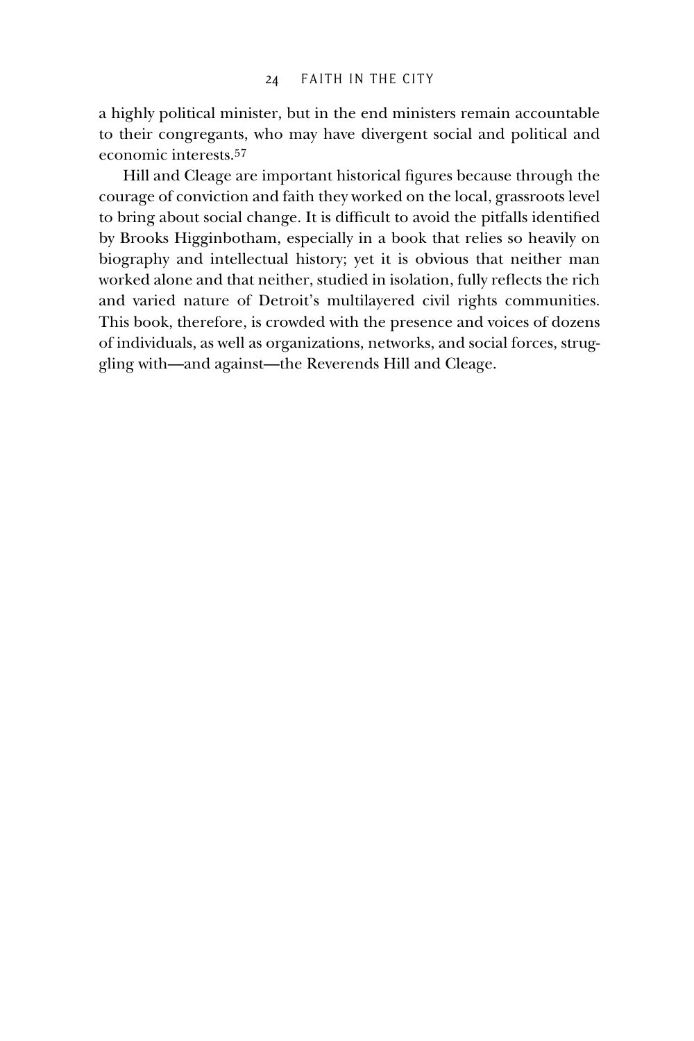a highly political minister, but in the end ministers remain accountable to their congregants, who may have divergent social and political and economic interests.[57]

Hill and Cleage are important historical figures because through the courage of conviction and faith they worked on the local, grassroots level to bring about social change. It is difficult to avoid the pitfalls identified by Brooks Higginbotham, especially in a book that relies so heavily on biography and intellectual history; yet it is obvious that neither man worked alone and that neither, studied in isolation, fully reflects the rich and varied nature of Detroit's multilayered civil rights communities. This book, therefore, is crowded with the presence and voices of dozens of individuals, as well as organizations, networks, and social forces, struggling with—and against—the Reverends Hill and Cleage.